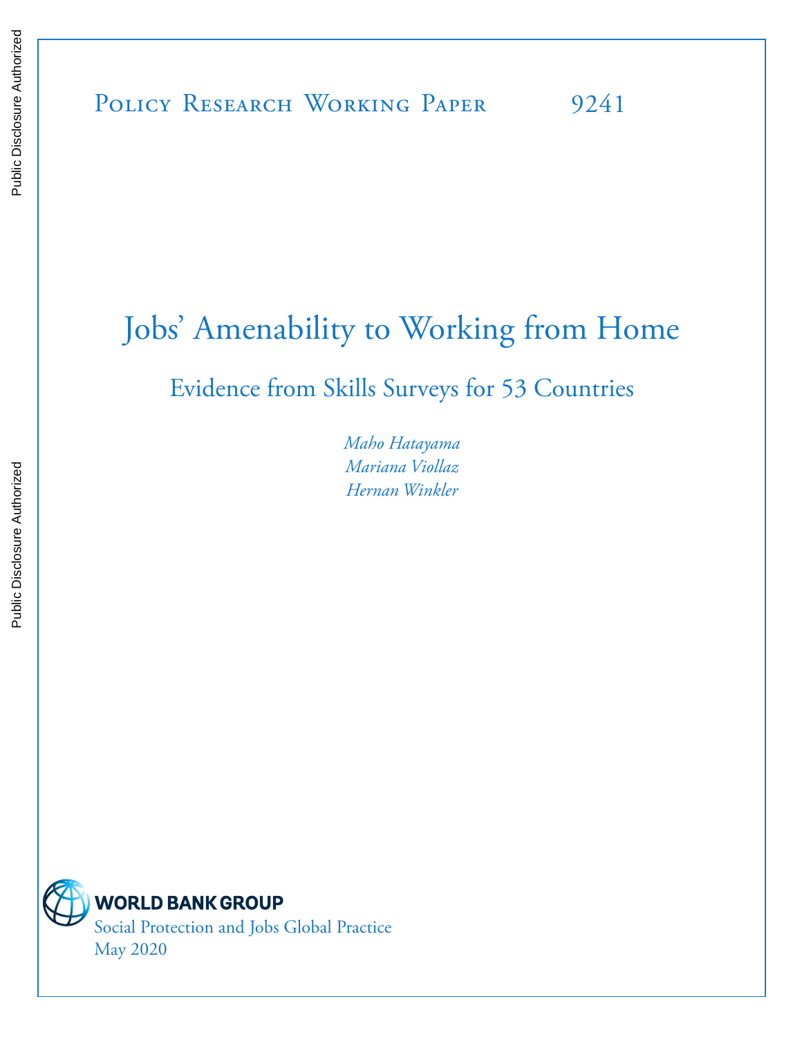Public Disclosure Authorized

Public Disclosure Authorized

Policy Research Working Paper 9241

# Jobs' Amenability to Working from Home

## Evidence from Skills Surveys for 53 Countries

*Maho Hatayama*
*Mariana Viollaz*
*Hernan Winkler*

WORLD BANK GROUP
Social Protection and Jobs Global Practice
May 2020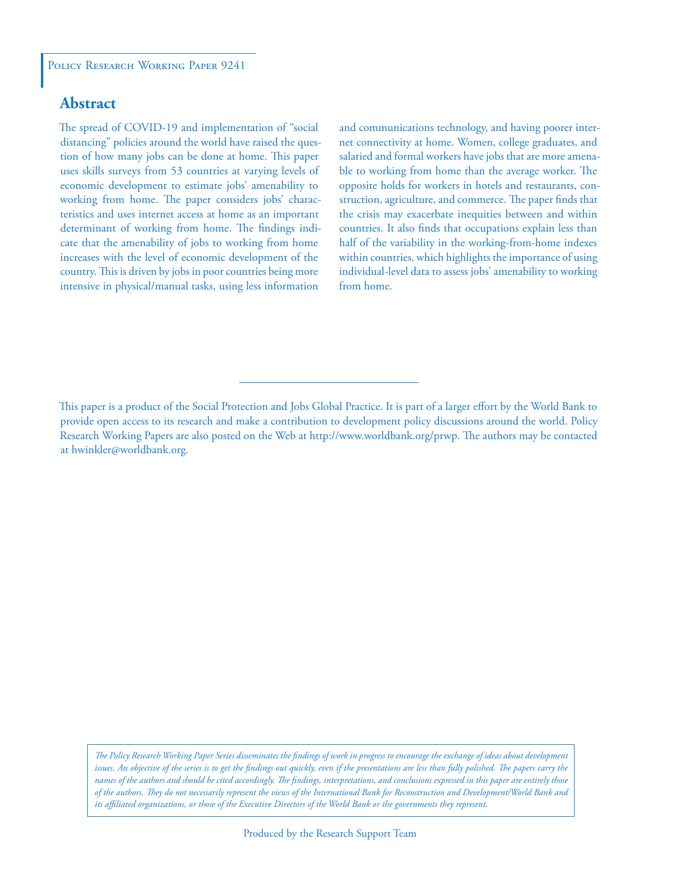Policy Research Working Paper 9241

## Abstract

The spread of COVID-19 and implementation of "social distancing" policies around the world have raised the question of how many jobs can be done at home. This paper uses skills surveys from 53 countries at varying levels of economic development to estimate jobs' amenability to working from home. The paper considers jobs' characteristics and uses internet access at home as an important determinant of working from home. The findings indicate that the amenability of jobs to working from home increases with the level of economic development of the country. This is driven by jobs in poor countries being more intensive in physical/manual tasks, using less information and communications technology, and having poorer internet connectivity at home. Women, college graduates, and salaried and formal workers have jobs that are more amenable to working from home than the average worker. The opposite holds for workers in hotels and restaurants, construction, agriculture, and commerce. The paper finds that the crisis may exacerbate inequities between and within countries. It also finds that occupations explain less than half of the variability in the working-from-home indexes within countries, which highlights the importance of using individual-level data to assess jobs' amenability to working from home.

This paper is a product of the Social Protection and Jobs Global Practice. It is part of a larger effort by the World Bank to provide open access to its research and make a contribution to development policy discussions around the world. Policy Research Working Papers are also posted on the Web at http://www.worldbank.org/prwp. The authors may be contacted at hwinkler@worldbank.org.

*The Policy Research Working Paper Series disseminates the findings of work in progress to encourage the exchange of ideas about development issues. An objective of the series is to get the findings out quickly, even if the presentations are less than fully polished. The papers carry the names of the authors and should be cited accordingly. The findings, interpretations, and conclusions expressed in this paper are entirely those of the authors. They do not necessarily represent the views of the International Bank for Reconstruction and Development/World Bank and its affiliated organizations, or those of the Executive Directors of the World Bank or the governments they represent.*

Produced by the Research Support Team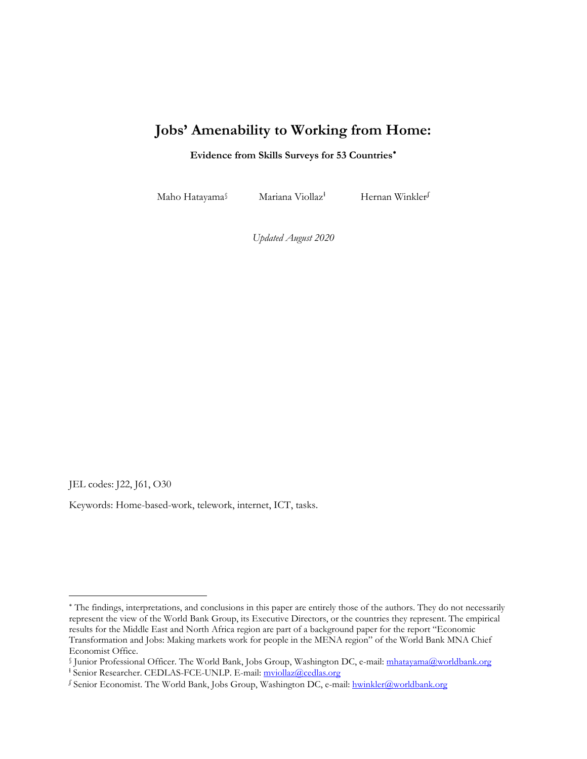# Jobs' Amenability to Working from Home:

**Evidence from Skills Surveys for 53 Countries***

Maho Hatayama[§] Mariana Viollaz[ł] Hernan Winkler[ʃ]

*Updated August 2020*

JEL codes: J22, J61, O30

Keywords: Home-based-work, telework, internet, ICT, tasks.

---

[*] The findings, interpretations, and conclusions in this paper are entirely those of the authors. They do not necessarily represent the view of the World Bank Group, its Executive Directors, or the countries they represent. The empirical results for the Middle East and North Africa region are part of a background paper for the report "Economic Transformation and Jobs: Making markets work for people in the MENA region" of the World Bank MNA Chief Economist Office.

[§] Junior Professional Officer. The World Bank, Jobs Group, Washington DC, e-mail: mhatayama@worldbank.org

[ł] Senior Researcher. CEDLAS-FCE-UNLP. E-mail: mviollaz@cedlas.org

[ʃ] Senior Economist. The World Bank, Jobs Group, Washington DC, e-mail: hwinkler@worldbank.org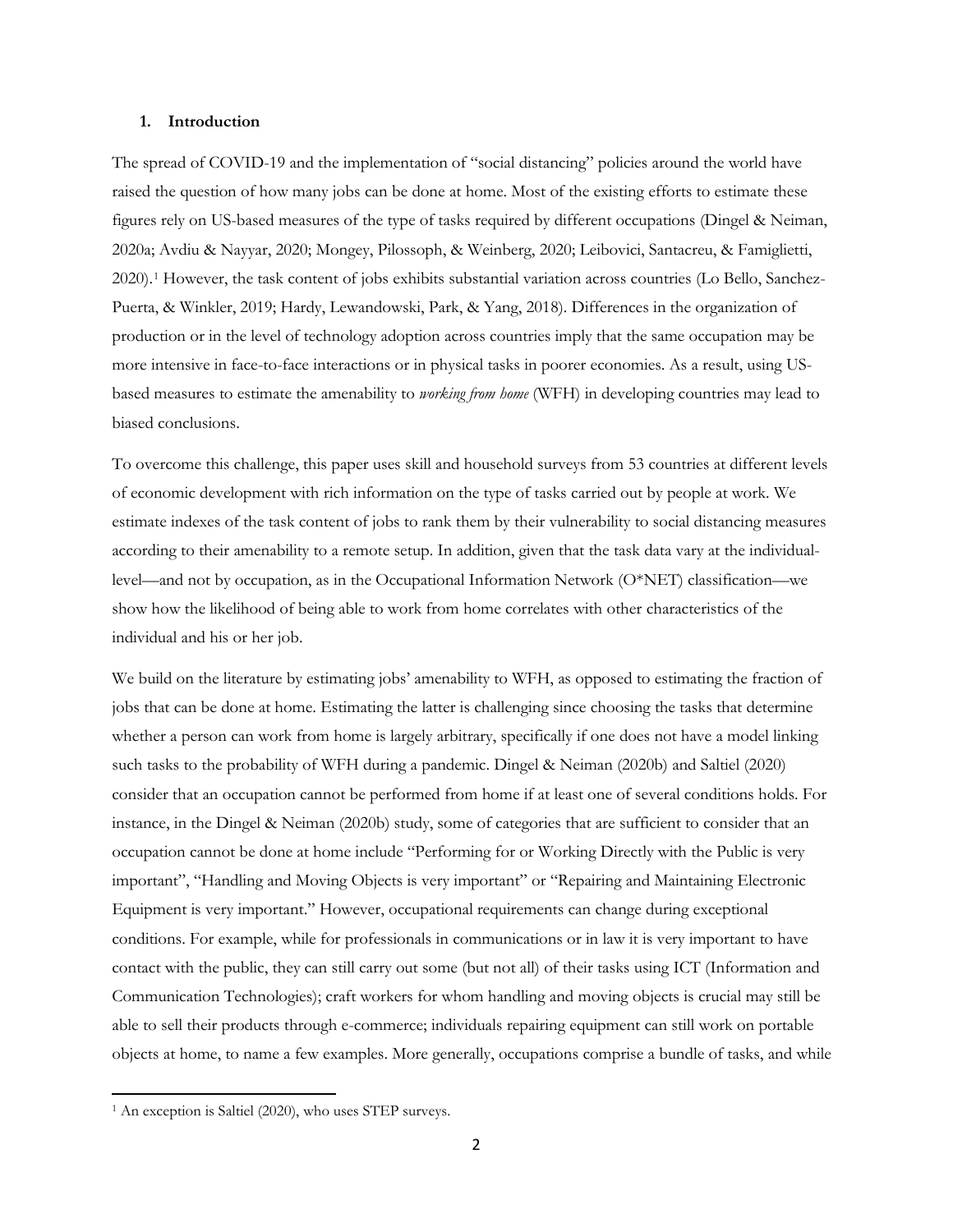## 1. Introduction

The spread of COVID-19 and the implementation of "social distancing" policies around the world have raised the question of how many jobs can be done at home. Most of the existing efforts to estimate these figures rely on US-based measures of the type of tasks required by different occupations (Dingel & Neiman, 2020a; Avdiu & Nayyar, 2020; Mongey, Pilossoph, & Weinberg, 2020; Leibovici, Santacreu, & Famiglietti, 2020).[1] However, the task content of jobs exhibits substantial variation across countries (Lo Bello, Sanchez-Puerta, & Winkler, 2019; Hardy, Lewandowski, Park, & Yang, 2018). Differences in the organization of production or in the level of technology adoption across countries imply that the same occupation may be more intensive in face-to-face interactions or in physical tasks in poorer economies. As a result, using US-based measures to estimate the amenability to *working from home* (WFH) in developing countries may lead to biased conclusions.

To overcome this challenge, this paper uses skill and household surveys from 53 countries at different levels of economic development with rich information on the type of tasks carried out by people at work. We estimate indexes of the task content of jobs to rank them by their vulnerability to social distancing measures according to their amenability to a remote setup. In addition, given that the task data vary at the individual-level—and not by occupation, as in the Occupational Information Network (O*NET) classification—we show how the likelihood of being able to work from home correlates with other characteristics of the individual and his or her job.

We build on the literature by estimating jobs' amenability to WFH, as opposed to estimating the fraction of jobs that can be done at home. Estimating the latter is challenging since choosing the tasks that determine whether a person can work from home is largely arbitrary, specifically if one does not have a model linking such tasks to the probability of WFH during a pandemic. Dingel & Neiman (2020b) and Saltiel (2020) consider that an occupation cannot be performed from home if at least one of several conditions holds. For instance, in the Dingel & Neiman (2020b) study, some of categories that are sufficient to consider that an occupation cannot be done at home include "Performing for or Working Directly with the Public is very important", "Handling and Moving Objects is very important" or "Repairing and Maintaining Electronic Equipment is very important." However, occupational requirements can change during exceptional conditions. For example, while for professionals in communications or in law it is very important to have contact with the public, they can still carry out some (but not all) of their tasks using ICT (Information and Communication Technologies); craft workers for whom handling and moving objects is crucial may still be able to sell their products through e-commerce; individuals repairing equipment can still work on portable objects at home, to name a few examples. More generally, occupations comprise a bundle of tasks, and while

[1] An exception is Saltiel (2020), who uses STEP surveys.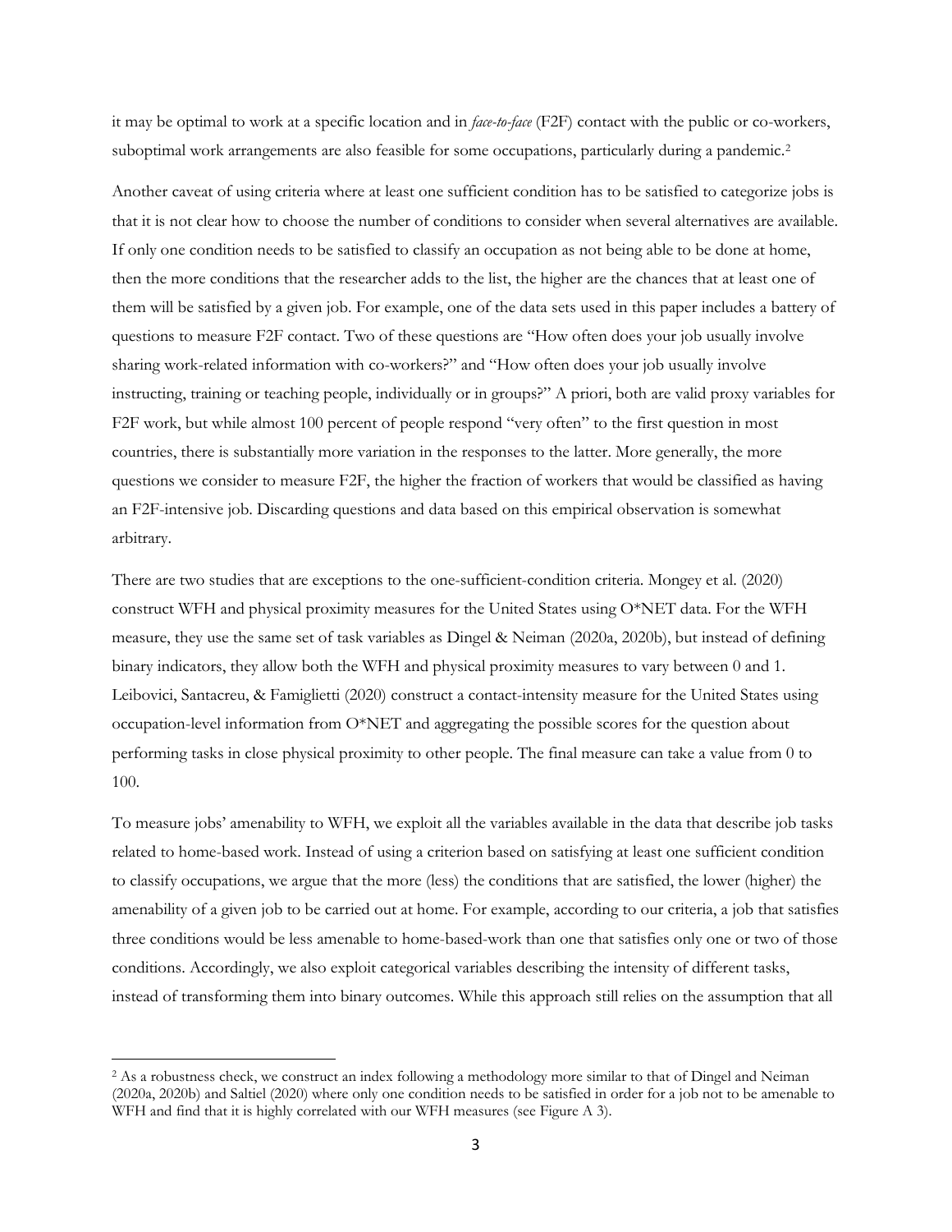it may be optimal to work at a specific location and in *face-to-face* (F2F) contact with the public or co-workers, suboptimal work arrangements are also feasible for some occupations, particularly during a pandemic.[2]

Another caveat of using criteria where at least one sufficient condition has to be satisfied to categorize jobs is that it is not clear how to choose the number of conditions to consider when several alternatives are available. If only one condition needs to be satisfied to classify an occupation as not being able to be done at home, then the more conditions that the researcher adds to the list, the higher are the chances that at least one of them will be satisfied by a given job. For example, one of the data sets used in this paper includes a battery of questions to measure F2F contact. Two of these questions are "How often does your job usually involve sharing work-related information with co-workers?" and "How often does your job usually involve instructing, training or teaching people, individually or in groups?" A priori, both are valid proxy variables for F2F work, but while almost 100 percent of people respond "very often" to the first question in most countries, there is substantially more variation in the responses to the latter. More generally, the more questions we consider to measure F2F, the higher the fraction of workers that would be classified as having an F2F-intensive job. Discarding questions and data based on this empirical observation is somewhat arbitrary.

There are two studies that are exceptions to the one-sufficient-condition criteria. Mongey et al. (2020) construct WFH and physical proximity measures for the United States using O*NET data. For the WFH measure, they use the same set of task variables as Dingel & Neiman (2020a, 2020b), but instead of defining binary indicators, they allow both the WFH and physical proximity measures to vary between 0 and 1. Leibovici, Santacreu, & Famiglietti (2020) construct a contact-intensity measure for the United States using occupation-level information from O*NET and aggregating the possible scores for the question about performing tasks in close physical proximity to other people. The final measure can take a value from 0 to 100.

To measure jobs' amenability to WFH, we exploit all the variables available in the data that describe job tasks related to home-based work. Instead of using a criterion based on satisfying at least one sufficient condition to classify occupations, we argue that the more (less) the conditions that are satisfied, the lower (higher) the amenability of a given job to be carried out at home. For example, according to our criteria, a job that satisfies three conditions would be less amenable to home-based-work than one that satisfies only one or two of those conditions. Accordingly, we also exploit categorical variables describing the intensity of different tasks, instead of transforming them into binary outcomes. While this approach still relies on the assumption that all

[2] As a robustness check, we construct an index following a methodology more similar to that of Dingel and Neiman (2020a, 2020b) and Saltiel (2020) where only one condition needs to be satisfied in order for a job not to be amenable to WFH and find that it is highly correlated with our WFH measures (see Figure A 3).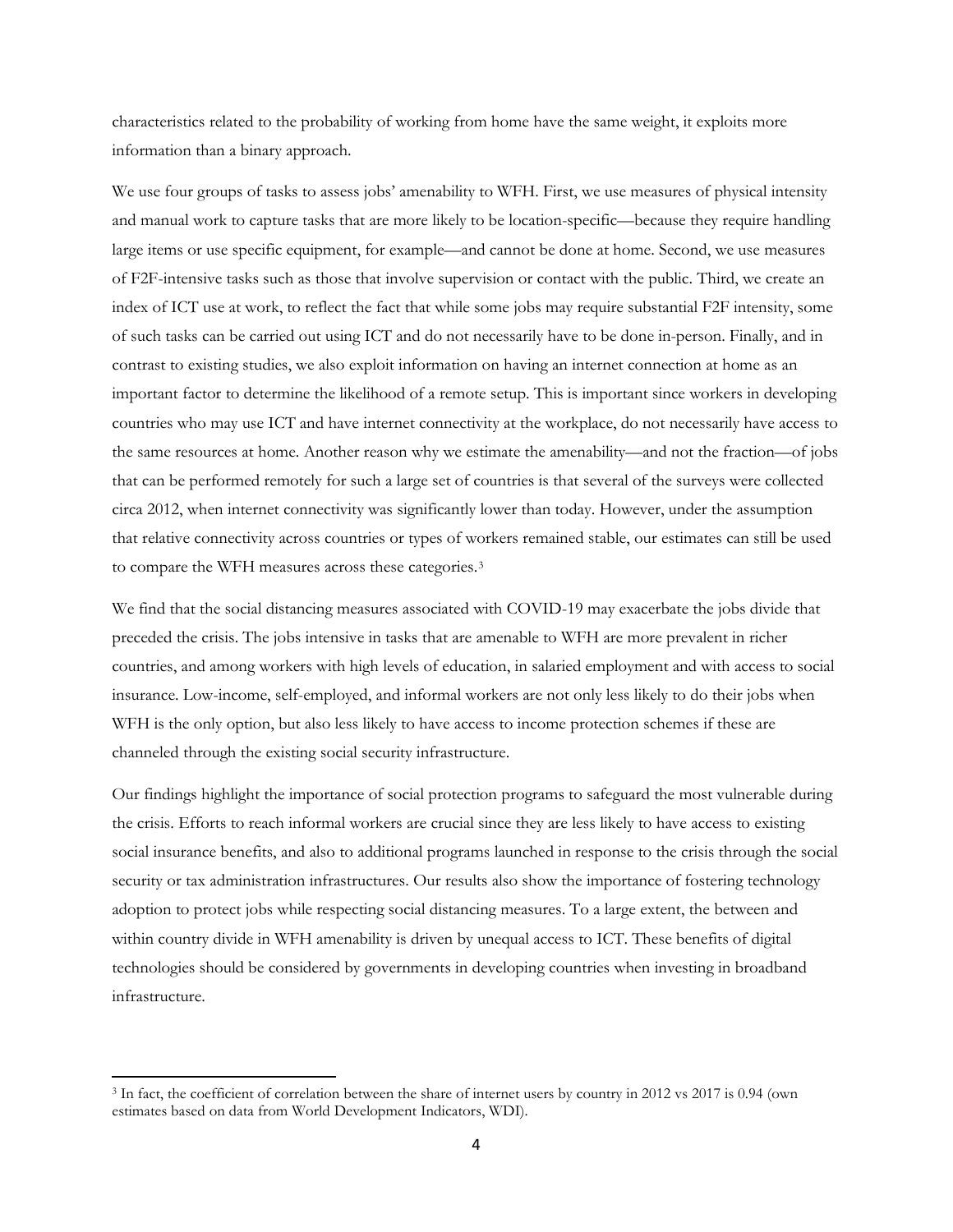characteristics related to the probability of working from home have the same weight, it exploits more information than a binary approach.

We use four groups of tasks to assess jobs' amenability to WFH. First, we use measures of physical intensity and manual work to capture tasks that are more likely to be location-specific—because they require handling large items or use specific equipment, for example—and cannot be done at home. Second, we use measures of F2F-intensive tasks such as those that involve supervision or contact with the public. Third, we create an index of ICT use at work, to reflect the fact that while some jobs may require substantial F2F intensity, some of such tasks can be carried out using ICT and do not necessarily have to be done in-person. Finally, and in contrast to existing studies, we also exploit information on having an internet connection at home as an important factor to determine the likelihood of a remote setup. This is important since workers in developing countries who may use ICT and have internet connectivity at the workplace, do not necessarily have access to the same resources at home. Another reason why we estimate the amenability—and not the fraction—of jobs that can be performed remotely for such a large set of countries is that several of the surveys were collected circa 2012, when internet connectivity was significantly lower than today. However, under the assumption that relative connectivity across countries or types of workers remained stable, our estimates can still be used to compare the WFH measures across these categories.[3]

We find that the social distancing measures associated with COVID-19 may exacerbate the jobs divide that preceded the crisis. The jobs intensive in tasks that are amenable to WFH are more prevalent in richer countries, and among workers with high levels of education, in salaried employment and with access to social insurance. Low-income, self-employed, and informal workers are not only less likely to do their jobs when WFH is the only option, but also less likely to have access to income protection schemes if these are channeled through the existing social security infrastructure.

Our findings highlight the importance of social protection programs to safeguard the most vulnerable during the crisis. Efforts to reach informal workers are crucial since they are less likely to have access to existing social insurance benefits, and also to additional programs launched in response to the crisis through the social security or tax administration infrastructures. Our results also show the importance of fostering technology adoption to protect jobs while respecting social distancing measures. To a large extent, the between and within country divide in WFH amenability is driven by unequal access to ICT. These benefits of digital technologies should be considered by governments in developing countries when investing in broadband infrastructure.

[3] In fact, the coefficient of correlation between the share of internet users by country in 2012 vs 2017 is 0.94 (own estimates based on data from World Development Indicators, WDI).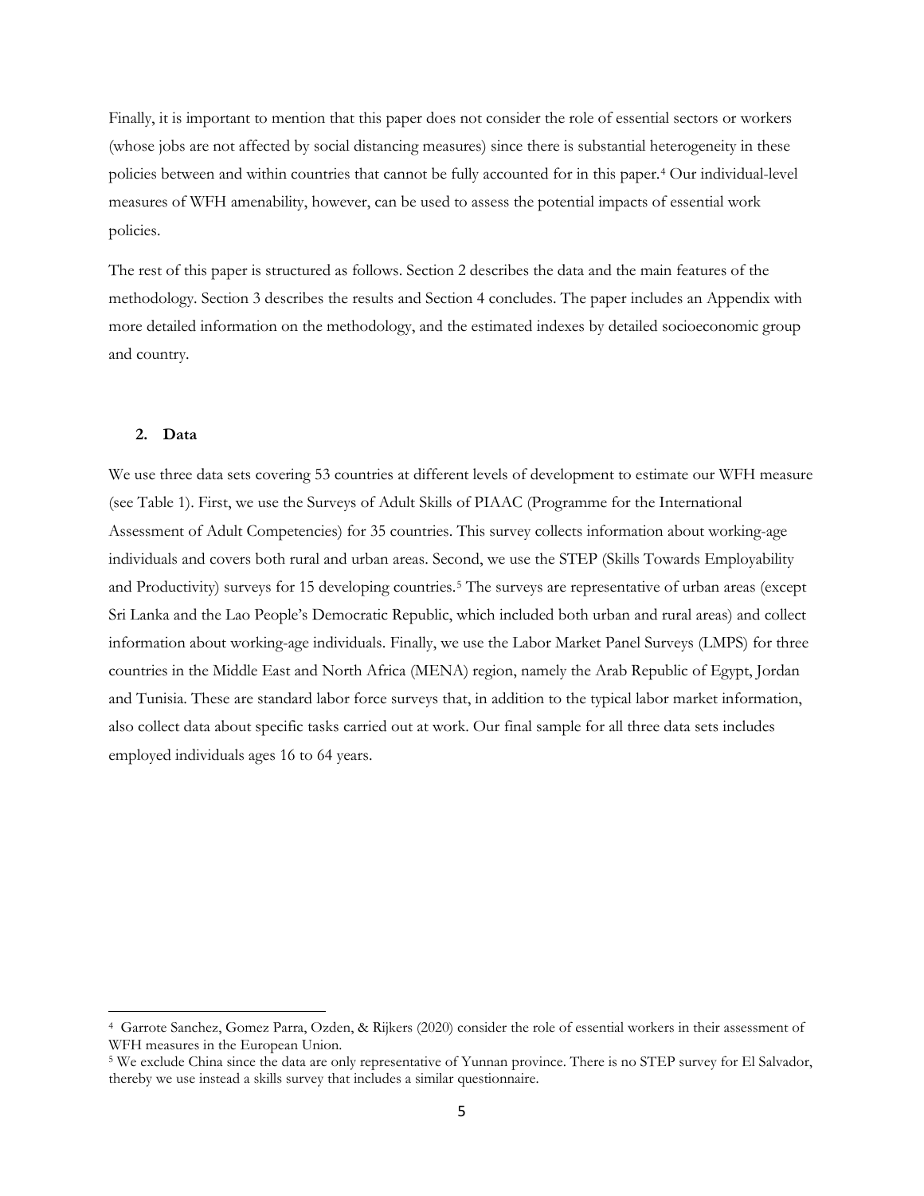Finally, it is important to mention that this paper does not consider the role of essential sectors or workers (whose jobs are not affected by social distancing measures) since there is substantial heterogeneity in these policies between and within countries that cannot be fully accounted for in this paper.[4] Our individual-level measures of WFH amenability, however, can be used to assess the potential impacts of essential work policies.

The rest of this paper is structured as follows. Section 2 describes the data and the main features of the methodology. Section 3 describes the results and Section 4 concludes. The paper includes an Appendix with more detailed information on the methodology, and the estimated indexes by detailed socioeconomic group and country.

## 2. Data

We use three data sets covering 53 countries at different levels of development to estimate our WFH measure (see Table 1). First, we use the Surveys of Adult Skills of PIAAC (Programme for the International Assessment of Adult Competencies) for 35 countries. This survey collects information about working-age individuals and covers both rural and urban areas. Second, we use the STEP (Skills Towards Employability and Productivity) surveys for 15 developing countries.[5] The surveys are representative of urban areas (except Sri Lanka and the Lao People's Democratic Republic, which included both urban and rural areas) and collect information about working-age individuals. Finally, we use the Labor Market Panel Surveys (LMPS) for three countries in the Middle East and North Africa (MENA) region, namely the Arab Republic of Egypt, Jordan and Tunisia. These are standard labor force surveys that, in addition to the typical labor market information, also collect data about specific tasks carried out at work. Our final sample for all three data sets includes employed individuals ages 16 to 64 years.

---

[4] Garrote Sanchez, Gomez Parra, Ozden, & Rijkers (2020) consider the role of essential workers in their assessment of WFH measures in the European Union.

[5] We exclude China since the data are only representative of Yunnan province. There is no STEP survey for El Salvador, thereby we use instead a skills survey that includes a similar questionnaire.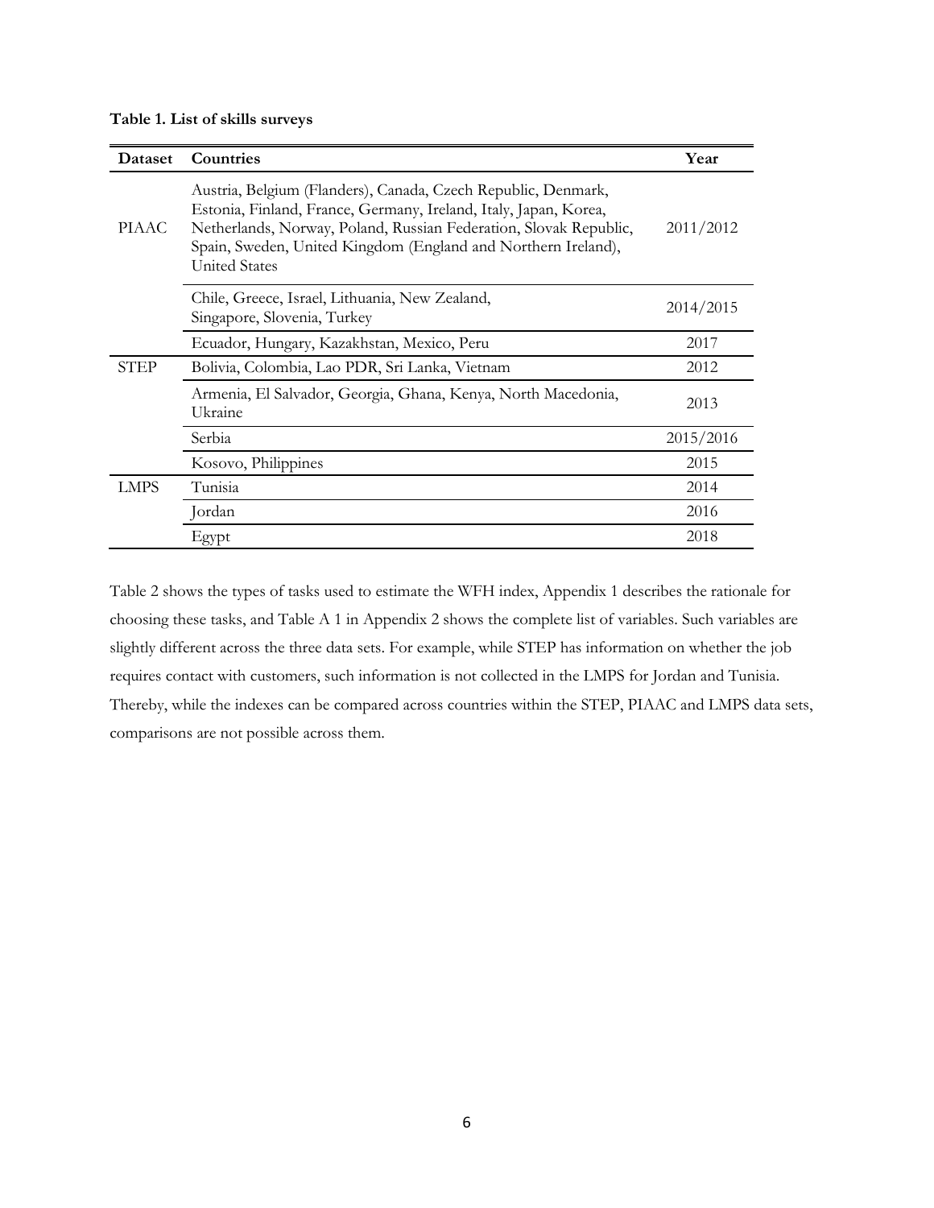**Table 1. List of skills surveys**

| Dataset | Countries | Year |
|---|---|---|
| PIAAC | Austria, Belgium (Flanders), Canada, Czech Republic, Denmark, Estonia, Finland, France, Germany, Ireland, Italy, Japan, Korea, Netherlands, Norway, Poland, Russian Federation, Slovak Republic, Spain, Sweden, United Kingdom (England and Northern Ireland), United States | 2011/2012 |
| | Chile, Greece, Israel, Lithuania, New Zealand, Singapore, Slovenia, Turkey | 2014/2015 |
| | Ecuador, Hungary, Kazakhstan, Mexico, Peru | 2017 |
| STEP | Bolivia, Colombia, Lao PDR, Sri Lanka, Vietnam | 2012 |
| | Armenia, El Salvador, Georgia, Ghana, Kenya, North Macedonia, Ukraine | 2013 |
| | Serbia | 2015/2016 |
| | Kosovo, Philippines | 2015 |
| LMPS | Tunisia | 2014 |
| | Jordan | 2016 |
| | Egypt | 2018 |

Table 2 shows the types of tasks used to estimate the WFH index, Appendix 1 describes the rationale for choosing these tasks, and Table A 1 in Appendix 2 shows the complete list of variables. Such variables are slightly different across the three data sets. For example, while STEP has information on whether the job requires contact with customers, such information is not collected in the LMPS for Jordan and Tunisia. Thereby, while the indexes can be compared across countries within the STEP, PIAAC and LMPS data sets, comparisons are not possible across them.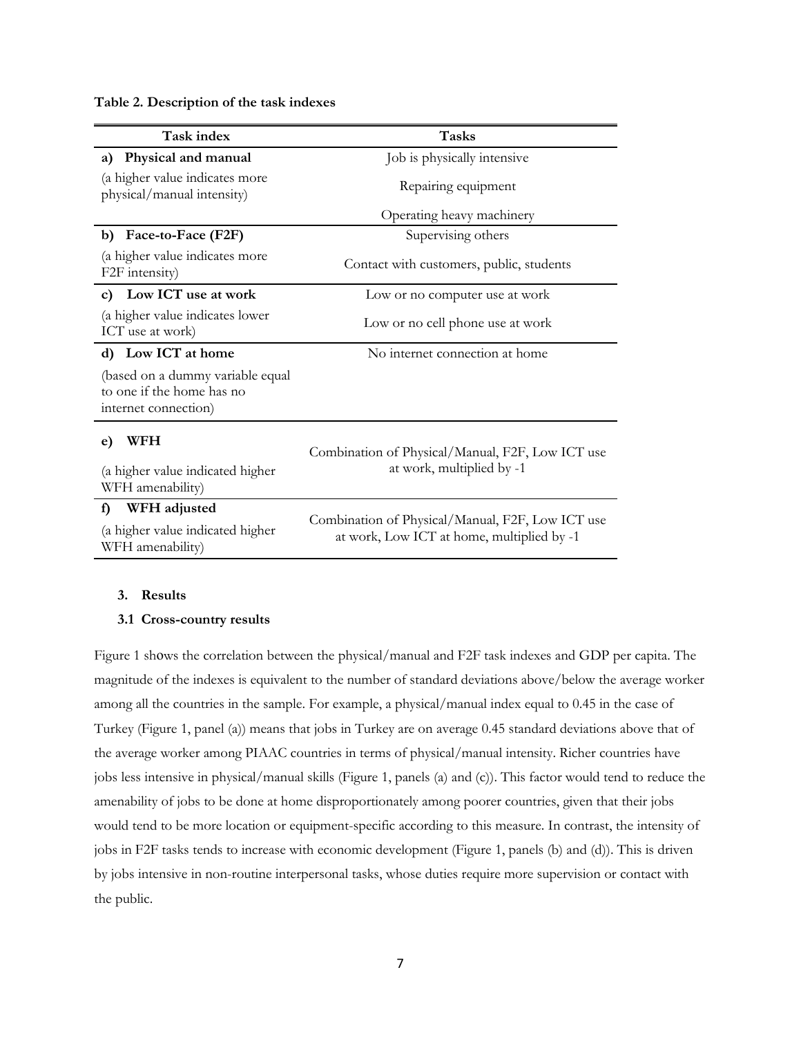**Table 2. Description of the task indexes**

| Task index | Tasks |
|---|---|
| **a) Physical and manual** (a higher value indicates more physical/manual intensity) | Job is physically intensive<br>Repairing equipment<br>Operating heavy machinery |
| **b) Face-to-Face (F2F)** (a higher value indicates more F2F intensity) | Supervising others<br>Contact with customers, public, students |
| **c) Low ICT use at work** (a higher value indicates lower ICT use at work) | Low or no computer use at work<br>Low or no cell phone use at work |
| **d) Low ICT at home** (based on a dummy variable equal to one if the home has no internet connection) | No internet connection at home |
| **e) WFH** (a higher value indicated higher WFH amenability) | Combination of Physical/Manual, F2F, Low ICT use at work, multiplied by -1 |
| **f) WFH adjusted** (a higher value indicated higher WFH amenability) | Combination of Physical/Manual, F2F, Low ICT use at work, Low ICT at home, multiplied by -1 |

## 3. Results

### 3.1 Cross-country results

Figure 1 shows the correlation between the physical/manual and F2F task indexes and GDP per capita. The magnitude of the indexes is equivalent to the number of standard deviations above/below the average worker among all the countries in the sample. For example, a physical/manual index equal to 0.45 in the case of Turkey (Figure 1, panel (a)) means that jobs in Turkey are on average 0.45 standard deviations above that of the average worker among PIAAC countries in terms of physical/manual intensity. Richer countries have jobs less intensive in physical/manual skills (Figure 1, panels (a) and (c)). This factor would tend to reduce the amenability of jobs to be done at home disproportionately among poorer countries, given that their jobs would tend to be more location or equipment-specific according to this measure. In contrast, the intensity of jobs in F2F tasks tends to increase with economic development (Figure 1, panels (b) and (d)). This is driven by jobs intensive in non-routine interpersonal tasks, whose duties require more supervision or contact with the public.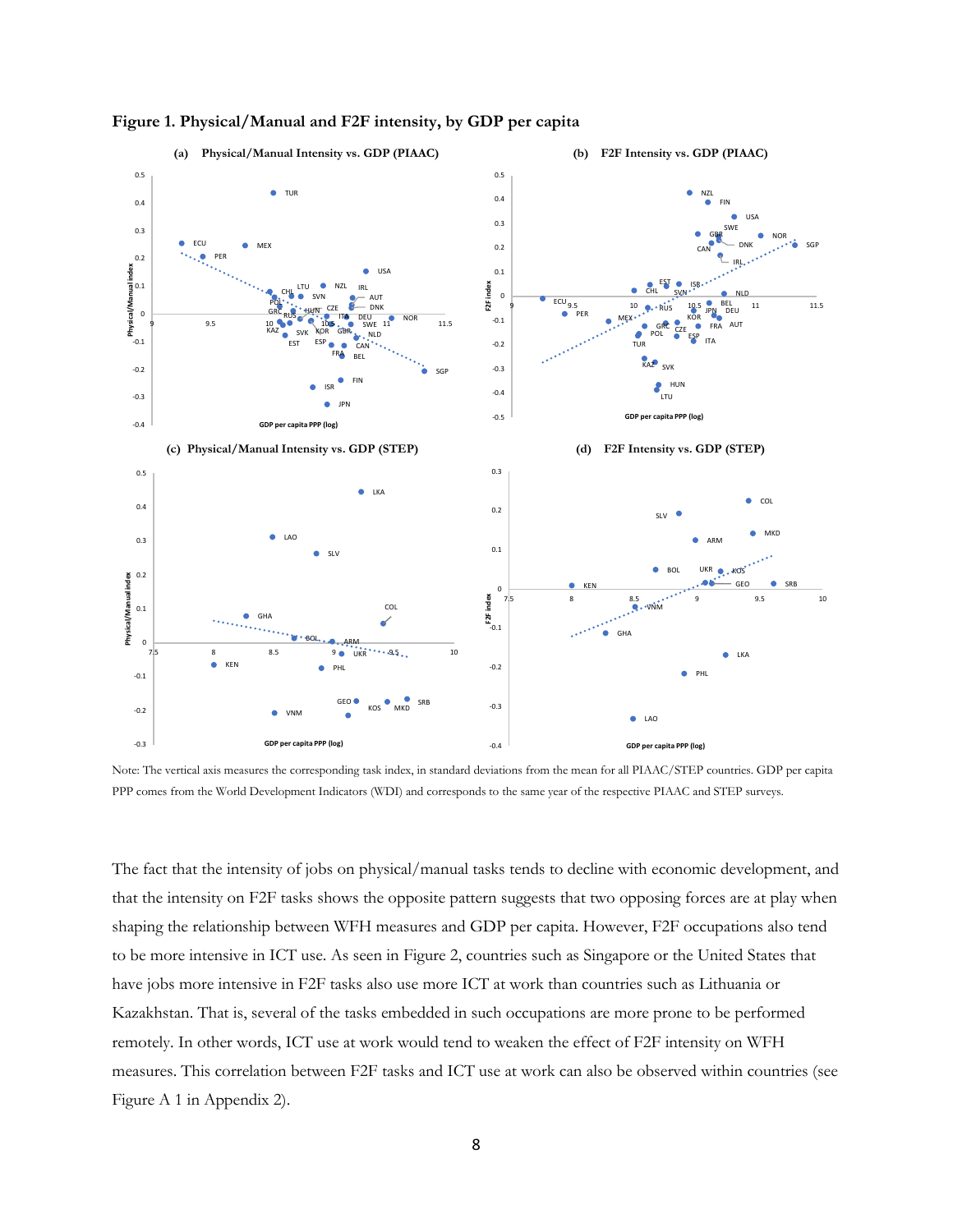**Figure 1. Physical/Manual and F2F intensity, by GDP per capita**

(a) Physical/Manual Intensity vs. GDP (PIAAC)

Physcal/Manual index

GDP per capita PPP (log)

TUR, ECU, MEX, PER, USA, LTU, NZL, IRL, CHL, SVN, AUT, POL, HUN, CZE, DNK, GRC, RUS, ITA, DEU, NOR, KAZ, SVK, KOR, GBR, SWE, NLD, EST, ESP, CAN, FRA, BEL, SGP, FIN, ISR, JPN

(b) F2F Intensity vs. GDP (PIAAC)

F2F index

GDP per capita PPP (log)

NZL, FIN, USA, SWE, GBR, NOR, DNK, SGP, CAN, IRL, EST, ISR, CHL, SVN, NLD, ECU, RUS, BEL, JPN, DEU, PER, MEX, KOR, GRC, CZE, FRA, AUT, POL, ESP, TUR, ITA, KAZ, SVK, HUN, LTU

(c) Physical/Manual Intensity vs. GDP (STEP)

Physical/Manual index

GDP per capita PPP (log)

LKA, LAO, SLV, COL, GHA, BOL, ARM, UKR, KEN, PHL, GEO, SRB, KOS, MKD, VNM

(d) F2F Intensity vs. GDP (STEP)

F2F index

GDP per capita PPP (log)

COL, SLV, MKD, ARM, BOL, UKR, KOS, KEN, GEO, SRB, VNM, GHA, LKA, PHL, LAO

Note: The vertical axis measures the corresponding task index, in standard deviations from the mean for all PIAAC/STEP countries. GDP per capita PPP comes from the World Development Indicators (WDI) and corresponds to the same year of the respective PIAAC and STEP surveys.

The fact that the intensity of jobs on physical/manual tasks tends to decline with economic development, and that the intensity on F2F tasks shows the opposite pattern suggests that two opposing forces are at play when shaping the relationship between WFH measures and GDP per capita. However, F2F occupations also tend to be more intensive in ICT use. As seen in Figure 2, countries such as Singapore or the United States that have jobs more intensive in F2F tasks also use more ICT at work than countries such as Lithuania or Kazakhstan. That is, several of the tasks embedded in such occupations are more prone to be performed remotely. In other words, ICT use at work would tend to weaken the effect of F2F intensity on WFH measures. This correlation between F2F tasks and ICT use at work can also be observed within countries (see Figure A 1 in Appendix 2).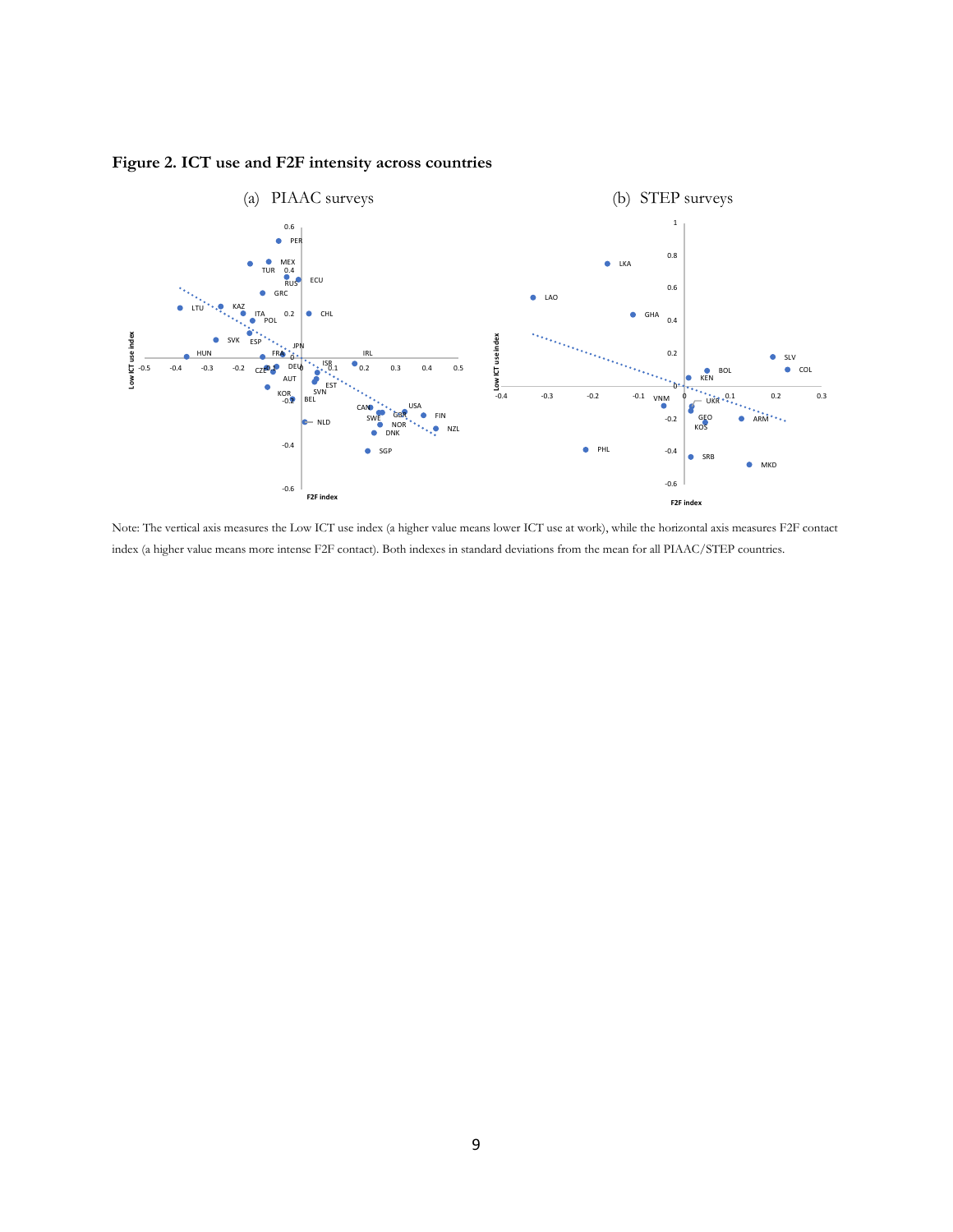**Figure 2. ICT use and F2F intensity across countries**

(a) PIAAC surveys

Low ICT use index

F2F index

0.6
PER
MEX
TUR
0.4
RUS
ECU
GRC
LTU
KAZ
ITA
0.2
CHL
POL
SVK
ESP
JPN
HUN
FRA
0
IRL
ISR
-0.5
-0.4
-0.3
-0.2
CZE
DEU
0
0.1
0.2
0.3
0.4
0.5
AUT
EST
SVN
KOR
-0.2
BEL
CAN
USA
GBR
SWE
FIN
NOR
NLD
NZL
DNK
-0.4
SGP
-0.6

(b) STEP surveys

Low ICT use index

F2F index

1
0.8
LKA
0.6
LAO
GHA
0.4
0.2
SLV
BOL
COL
KEN
0
-0.4
-0.3
-0.2
-0.1
VNM
0
UKR
0.1
0.2
0.3
-0.2
GEO
ARM
KOS
-0.4
PHL
SRB
MKD
-0.6

Note: The vertical axis measures the Low ICT use index (a higher value means lower ICT use at work), while the horizontal axis measures F2F contact index (a higher value means more intense F2F contact). Both indexes in standard deviations from the mean for all PIAAC/STEP countries.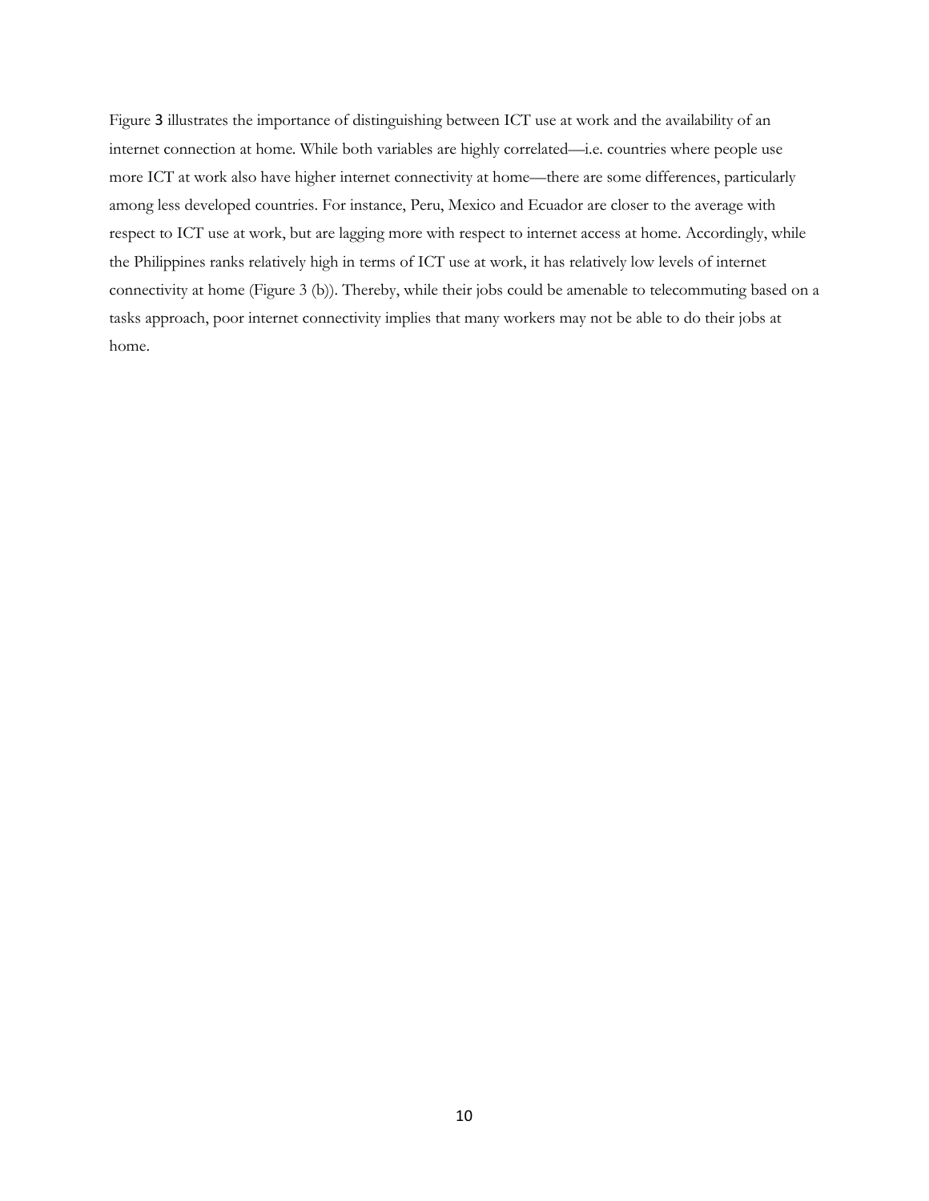Figure 3 illustrates the importance of distinguishing between ICT use at work and the availability of an internet connection at home. While both variables are highly correlated—i.e. countries where people use more ICT at work also have higher internet connectivity at home—there are some differences, particularly among less developed countries. For instance, Peru, Mexico and Ecuador are closer to the average with respect to ICT use at work, but are lagging more with respect to internet access at home. Accordingly, while the Philippines ranks relatively high in terms of ICT use at work, it has relatively low levels of internet connectivity at home (Figure 3 (b)). Thereby, while their jobs could be amenable to telecommuting based on a tasks approach, poor internet connectivity implies that many workers may not be able to do their jobs at home.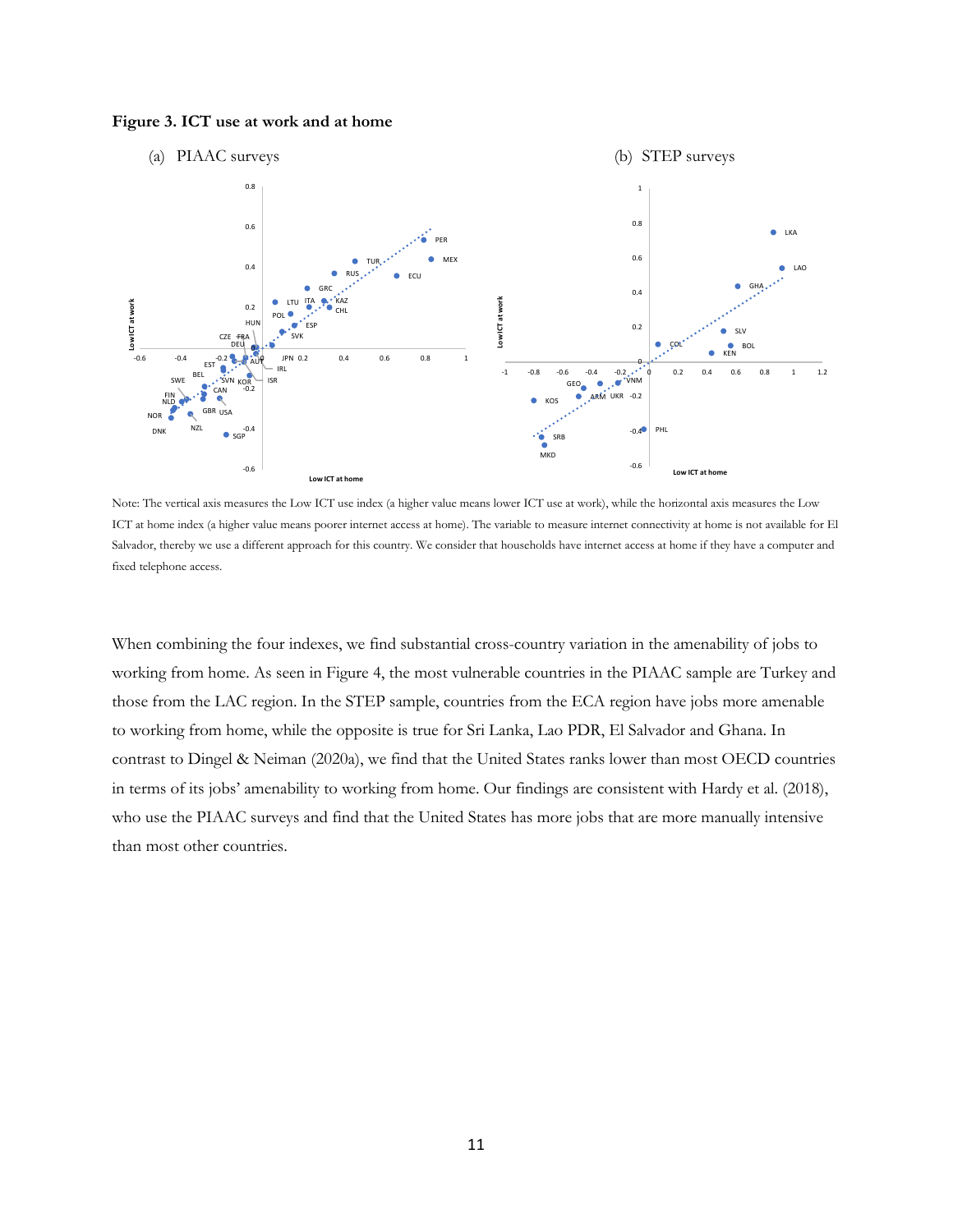**Figure 3. ICT use at work and at home**

(a) PIAAC surveys

0.8
0.6
0.4
0.2
-0.2
-0.4
-0.6
-0.6
-0.4
-0.2
0.2
0.4
0.6
0.8
1
Low ICT at work
Low ICT at home
PER
MEX
TUR
RUS
ECU
GRC
LTU
ITA
KAZ
CHL
POL
HUN
ESP
SVK
CZE
FRA
DEU
EST
AUT
JPN
IRL
BEL
SWE
SVN
KOR
ISR
FIN
NLD
CAN
GBR
USA
NOR
DNK
NZL
SGP

(b) STEP surveys

1
0.8
0.6
0.4
0.2
0
-0.2
-0.4
-0.6
-1
-0.8
-0.6
-0.4
-0.2
0
0.2
0.4
0.6
0.8
1
1.2
Low ICT at work
Low ICT at home
LKA
LAO
GHA
SLV
BOL
KEN
COL
VNM
GEO
ARM
UKR
KOS
PHL
SRB
MKD

Note: The vertical axis measures the Low ICT use index (a higher value means lower ICT use at work), while the horizontal axis measures the Low ICT at home index (a higher value means poorer internet access at home). The variable to measure internet connectivity at home is not available for El Salvador, thereby we use a different approach for this country. We consider that households have internet access at home if they have a computer and fixed telephone access.

When combining the four indexes, we find substantial cross-country variation in the amenability of jobs to working from home. As seen in Figure 4, the most vulnerable countries in the PIAAC sample are Turkey and those from the LAC region. In the STEP sample, countries from the ECA region have jobs more amenable to working from home, while the opposite is true for Sri Lanka, Lao PDR, El Salvador and Ghana. In contrast to Dingel & Neiman (2020a), we find that the United States ranks lower than most OECD countries in terms of its jobs' amenability to working from home. Our findings are consistent with Hardy et al. (2018), who use the PIAAC surveys and find that the United States has more jobs that are more manually intensive than most other countries.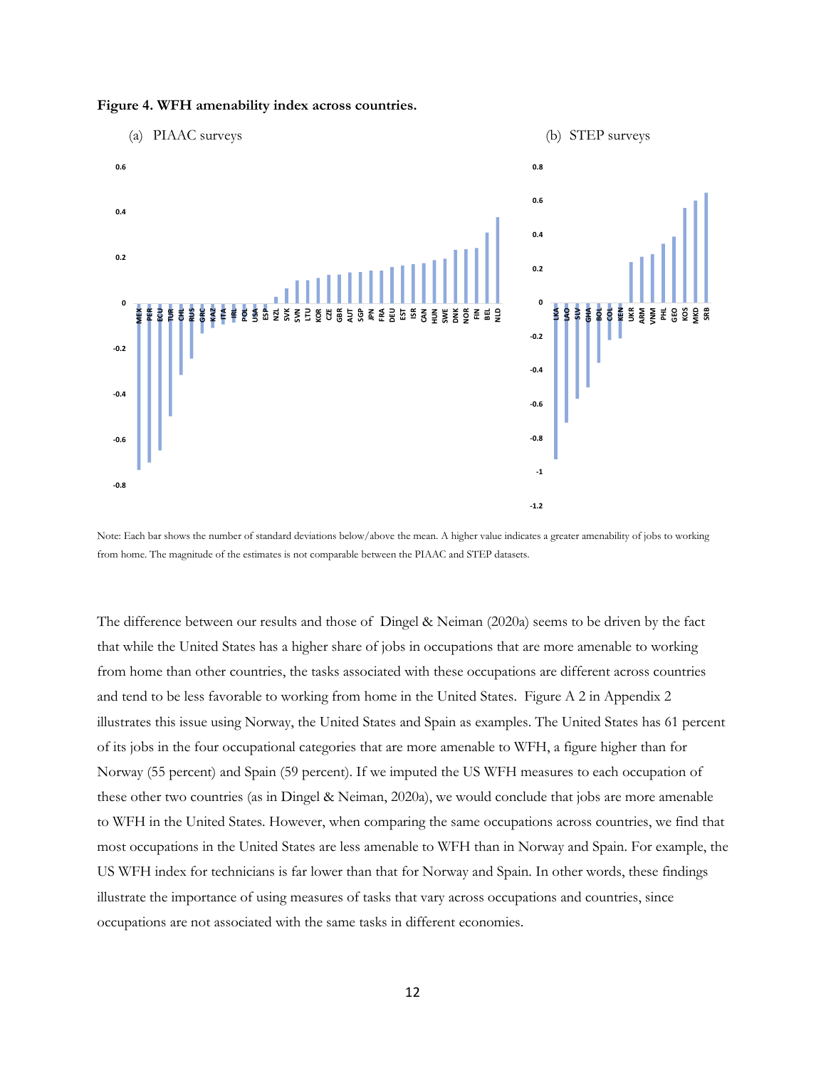**Figure 4. WFH amenability index across countries.**

(a) PIAAC surveys

0.6
0.4
0.2
0
-0.2
-0.4
-0.6
-0.8

MEX PER ECU TUR CHL RUS GRC KAZ ITA IRL POL USA ESP NZL SVK SVN LTU KOR CZE GBR AUT SGP JPN FRA DEU EST ISR CAN HUN SWE DNK NOR FIN BEL NLD

(b) STEP surveys

0.8
0.6
0.4
0.2
0
-0.2
-0.4
-0.6
-0.8
-1
-1.2

LKA LAO SLV GHA BOL COL KEN UKR ARM VNM PHL GEO KOS MKD SRB

Note: Each bar shows the number of standard deviations below/above the mean. A higher value indicates a greater amenability of jobs to working from home. The magnitude of the estimates is not comparable between the PIAAC and STEP datasets.

The difference between our results and those of Dingel & Neiman (2020a) seems to be driven by the fact that while the United States has a higher share of jobs in occupations that are more amenable to working from home than other countries, the tasks associated with these occupations are different across countries and tend to be less favorable to working from home in the United States. Figure A 2 in Appendix 2 illustrates this issue using Norway, the United States and Spain as examples. The United States has 61 percent of its jobs in the four occupational categories that are more amenable to WFH, a figure higher than for Norway (55 percent) and Spain (59 percent). If we imputed the US WFH measures to each occupation of these other two countries (as in Dingel & Neiman, 2020a), we would conclude that jobs are more amenable to WFH in the United States. However, when comparing the same occupations across countries, we find that most occupations in the United States are less amenable to WFH than in Norway and Spain. For example, the US WFH index for technicians is far lower than that for Norway and Spain. In other words, these findings illustrate the importance of using measures of tasks that vary across occupations and countries, since occupations are not associated with the same tasks in different economies.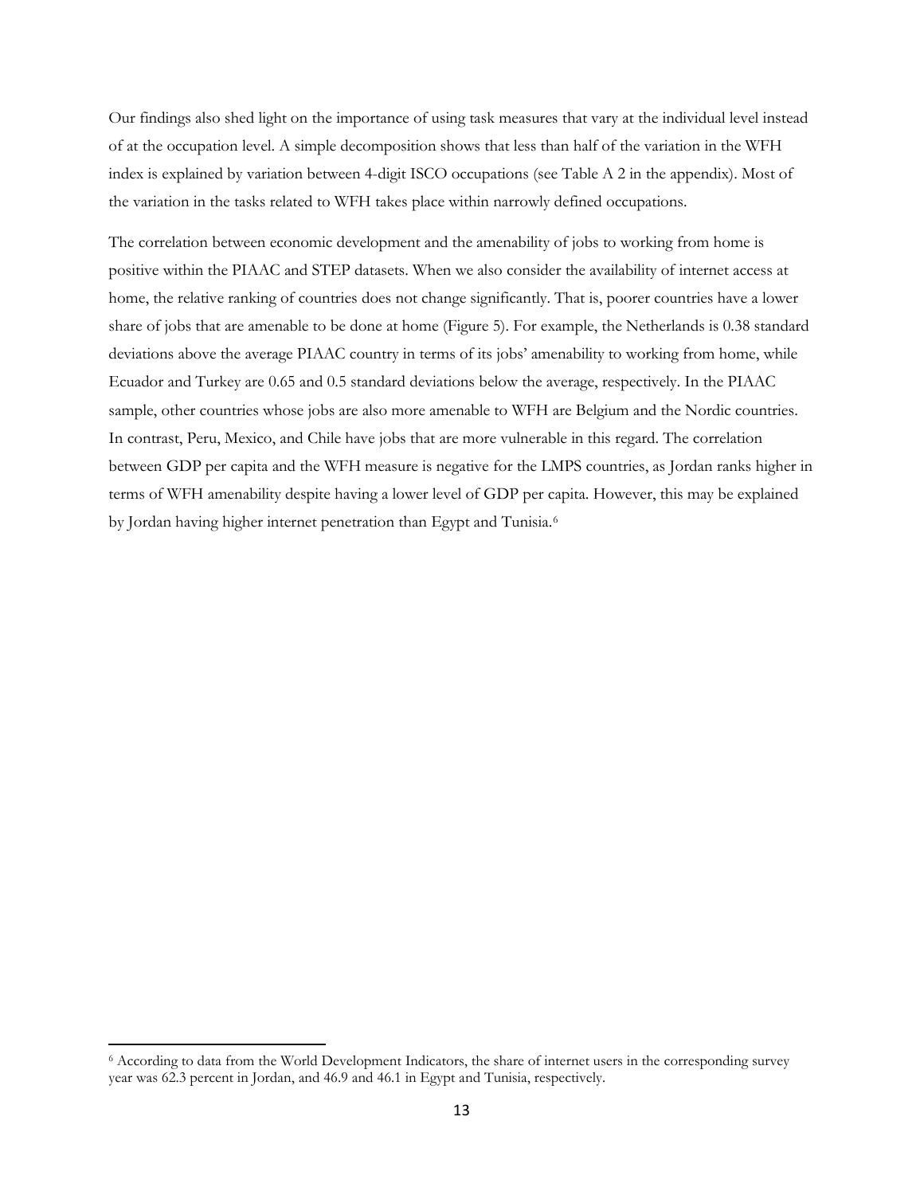Our findings also shed light on the importance of using task measures that vary at the individual level instead of at the occupation level. A simple decomposition shows that less than half of the variation in the WFH index is explained by variation between 4-digit ISCO occupations (see Table A 2 in the appendix). Most of the variation in the tasks related to WFH takes place within narrowly defined occupations.

The correlation between economic development and the amenability of jobs to working from home is positive within the PIAAC and STEP datasets. When we also consider the availability of internet access at home, the relative ranking of countries does not change significantly. That is, poorer countries have a lower share of jobs that are amenable to be done at home (Figure 5). For example, the Netherlands is 0.38 standard deviations above the average PIAAC country in terms of its jobs' amenability to working from home, while Ecuador and Turkey are 0.65 and 0.5 standard deviations below the average, respectively. In the PIAAC sample, other countries whose jobs are also more amenable to WFH are Belgium and the Nordic countries. In contrast, Peru, Mexico, and Chile have jobs that are more vulnerable in this regard. The correlation between GDP per capita and the WFH measure is negative for the LMPS countries, as Jordan ranks higher in terms of WFH amenability despite having a lower level of GDP per capita. However, this may be explained by Jordan having higher internet penetration than Egypt and Tunisia.[6]

[6] According to data from the World Development Indicators, the share of internet users in the corresponding survey year was 62.3 percent in Jordan, and 46.9 and 46.1 in Egypt and Tunisia, respectively.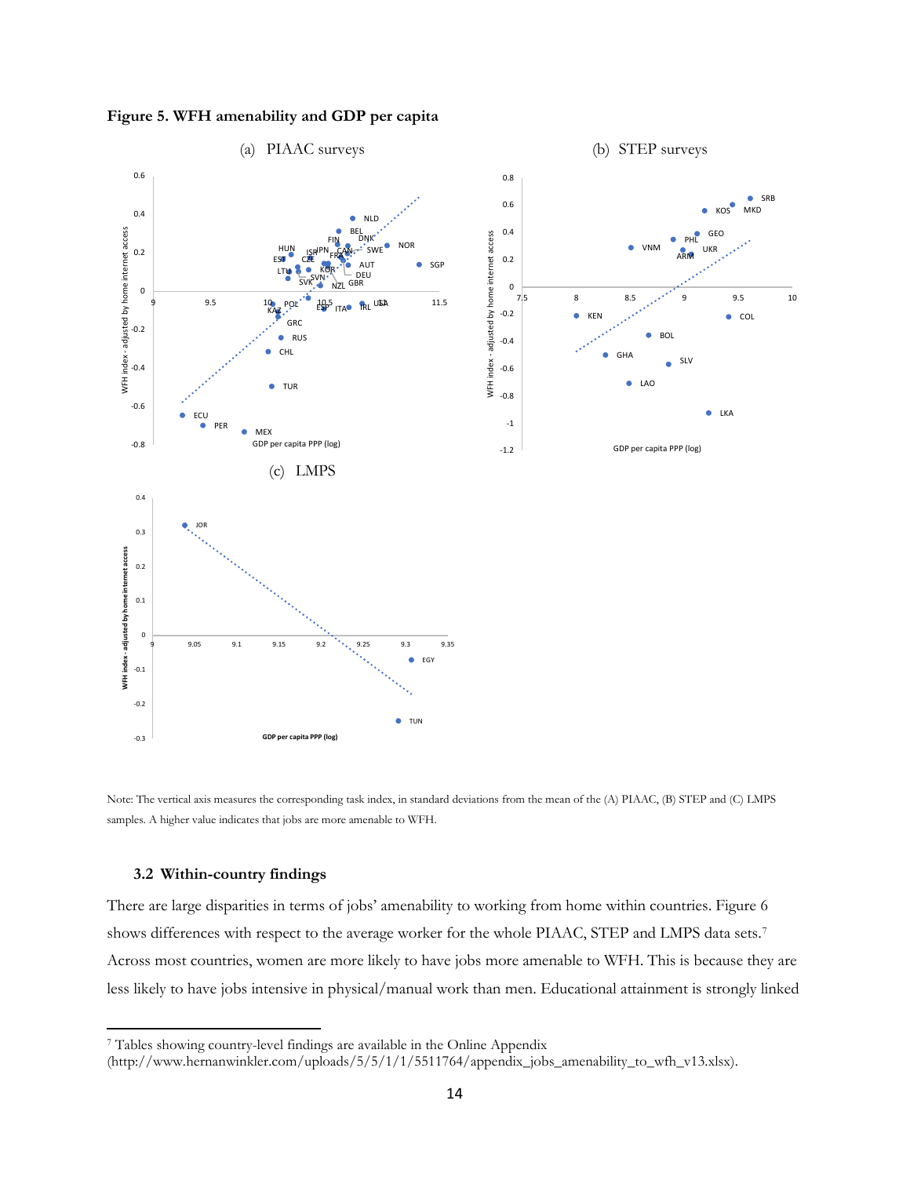**Figure 5. WFH amenability and GDP per capita**

(a) PIAAC surveys

WFH index - adjusted by home internet access

GDP per capita PPP (log)

0.6
0.4
0.2
0
-0.2
-0.4
-0.6
-0.8

9
9.5
10
10.5
11
11.5

NLD BEL DNK FIN NOR SWE HUN ISR JPN CAN EST CZE FRA AUT SGP LTU KOR DEU SVK SVN NZL GBR POL ESP ITA IRL USA KAZ GRC RUS CHL TUR ECU PER MEX

(b) STEP surveys

WFH index - adjusted by home internet access

GDP per capita PPP (log)

0.8
0.6
0.4
0.2
0
-0.2
-0.4
-0.6
-0.8
-1
-1.2

7.5
8
8.5
9
9.5
10

SRB KOS MKD GEO PHL VNM UKR ARM KEN COL BOL GHA SLV LAO LKA

(c) LMPS

WFH index - adjusted by home internet access

GDP per capita PPP (log)

0.4
0.3
0.2
0.1
0
-0.1
-0.2
-0.3

9
9.05
9.1
9.15
9.2
9.25
9.3
9.35

JOR EGY TUN

Note: The vertical axis measures the corresponding task index, in standard deviations from the mean of the (A) PIAAC, (B) STEP and (C) LMPS samples. A higher value indicates that jobs are more amenable to WFH.

### 3.2 Within-country findings

There are large disparities in terms of jobs' amenability to working from home within countries. Figure 6 shows differences with respect to the average worker for the whole PIAAC, STEP and LMPS data sets.[7] Across most countries, women are more likely to have jobs more amenable to WFH. This is because they are less likely to have jobs intensive in physical/manual work than men. Educational attainment is strongly linked

[7] Tables showing country-level findings are available in the Online Appendix (http://www.hernanwinkler.com/uploads/5/5/1/1/5511764/appendix_jobs_amenability_to_wfh_v13.xlsx).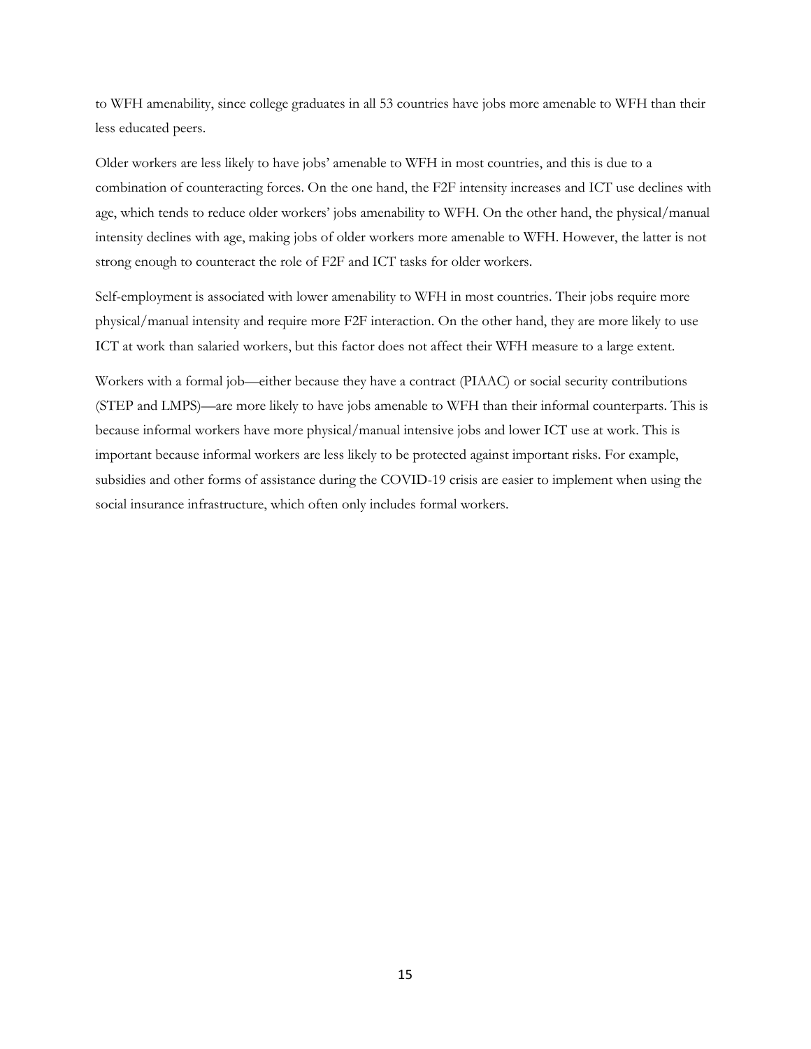to WFH amenability, since college graduates in all 53 countries have jobs more amenable to WFH than their less educated peers.

Older workers are less likely to have jobs' amenable to WFH in most countries, and this is due to a combination of counteracting forces. On the one hand, the F2F intensity increases and ICT use declines with age, which tends to reduce older workers' jobs amenability to WFH. On the other hand, the physical/manual intensity declines with age, making jobs of older workers more amenable to WFH. However, the latter is not strong enough to counteract the role of F2F and ICT tasks for older workers.

Self-employment is associated with lower amenability to WFH in most countries. Their jobs require more physical/manual intensity and require more F2F interaction. On the other hand, they are more likely to use ICT at work than salaried workers, but this factor does not affect their WFH measure to a large extent.

Workers with a formal job—either because they have a contract (PIAAC) or social security contributions (STEP and LMPS)—are more likely to have jobs amenable to WFH than their informal counterparts. This is because informal workers have more physical/manual intensive jobs and lower ICT use at work. This is important because informal workers are less likely to be protected against important risks. For example, subsidies and other forms of assistance during the COVID-19 crisis are easier to implement when using the social insurance infrastructure, which often only includes formal workers.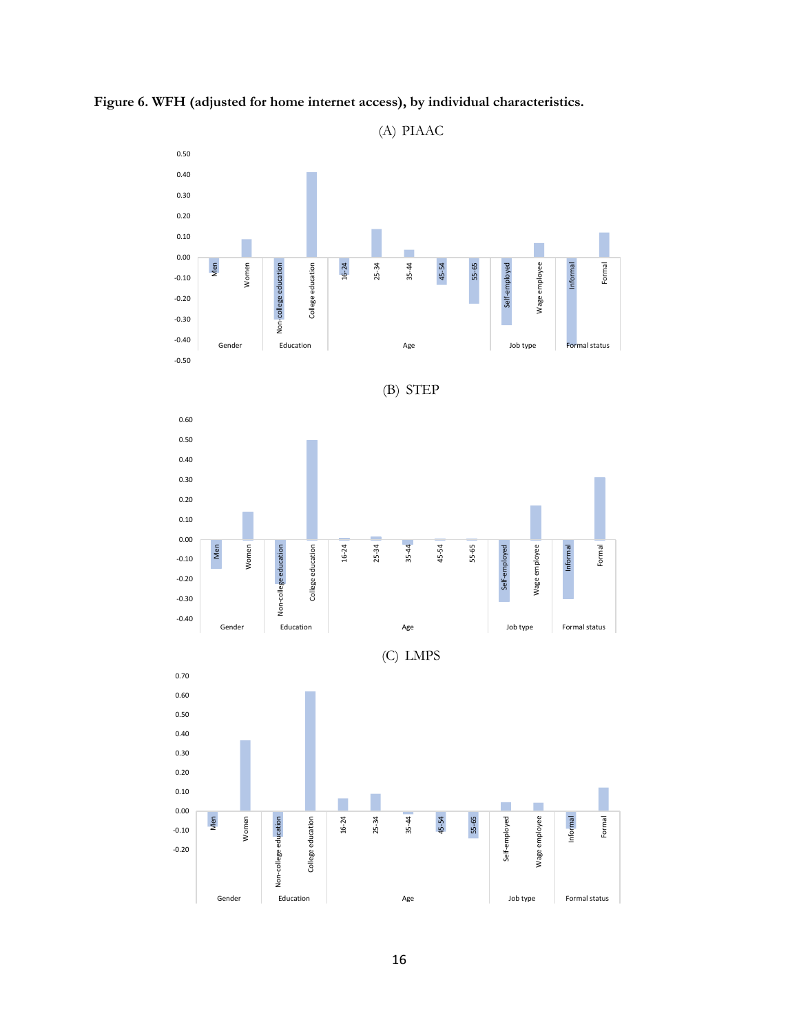**Figure 6. WFH (adjusted for home internet access), by individual characteristics.**

(A) PIAAC

0.50
0.40
0.30
0.20
0.10
0.00
-0.10
-0.20
-0.30
-0.40
-0.50

Men
Women
Non-college education
College education
16-24
25-34
35-44
45-54
55-65
Self-employed
Wage employee
Informal
Formal

Gender
Education
Age
Job type
Formal status

(B) STEP

0.60
0.50
0.40
0.30
0.20
0.10
0.00
-0.10
-0.20
-0.30
-0.40

Men
Women
Non-college education
College education
16-24
25-34
35-44
45-54
55-65
Self-employed
Wage employee
Informal
Formal

Gender
Education
Age
Job type
Formal status

(C) LMPS

0.70
0.60
0.50
0.40
0.30
0.20
0.10
0.00
-0.10
-0.20

Men
Women
Non-college education
College education
16-24
25-34
35-44
45-54
55-65
Self-employed
Wage employee
Informal
Formal

Gender
Education
Age
Job type
Formal status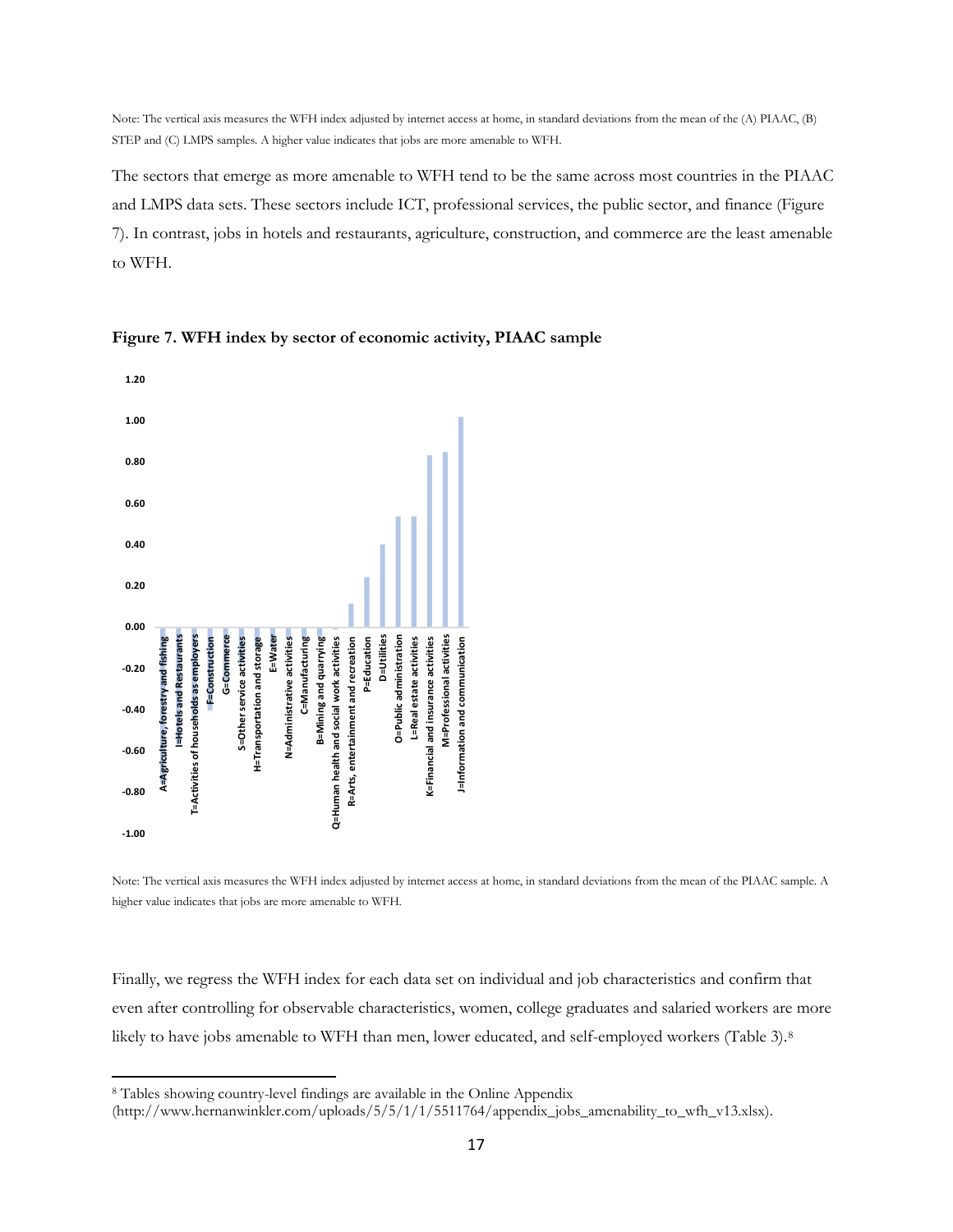Note: The vertical axis measures the WFH index adjusted by internet access at home, in standard deviations from the mean of the (A) PIAAC, (B) STEP and (C) LMPS samples. A higher value indicates that jobs are more amenable to WFH.

The sectors that emerge as more amenable to WFH tend to be the same across most countries in the PIAAC and LMPS data sets. These sectors include ICT, professional services, the public sector, and finance (Figure 7). In contrast, jobs in hotels and restaurants, agriculture, construction, and commerce are the least amenable to WFH.

**Figure 7. WFH index by sector of economic activity, PIAAC sample**

1.20
1.00
0.80
0.60
0.40
0.20
0.00
-0.20
-0.40
-0.60
-0.80
-1.00

A=Agriculture, forestry and fishing
I=Hotels and Restaurants
T=Activities of households as employers
F=Construction
G=Commerce
S=Other service activities
H=Transportation and storage
E=Water
N=Administrative activities
C=Manufacturing
B=Mining and quarrying
Q=Human health and social work activities
R=Arts, entertainment and recreation
P=Education
D=Utilities
O=Public administration
L=Real estate activities
K=Financial and insurance activities
M=Professional activities
J=Information and communication

Note: The vertical axis measures the WFH index adjusted by internet access at home, in standard deviations from the mean of the PIAAC sample. A higher value indicates that jobs are more amenable to WFH.

Finally, we regress the WFH index for each data set on individual and job characteristics and confirm that even after controlling for observable characteristics, women, college graduates and salaried workers are more likely to have jobs amenable to WFH than men, lower educated, and self-employed workers (Table 3).[8]

[8] Tables showing country-level findings are available in the Online Appendix (http://www.hernanwinkler.com/uploads/5/5/1/1/5511764/appendix_jobs_amenability_to_wfh_v13.xlsx).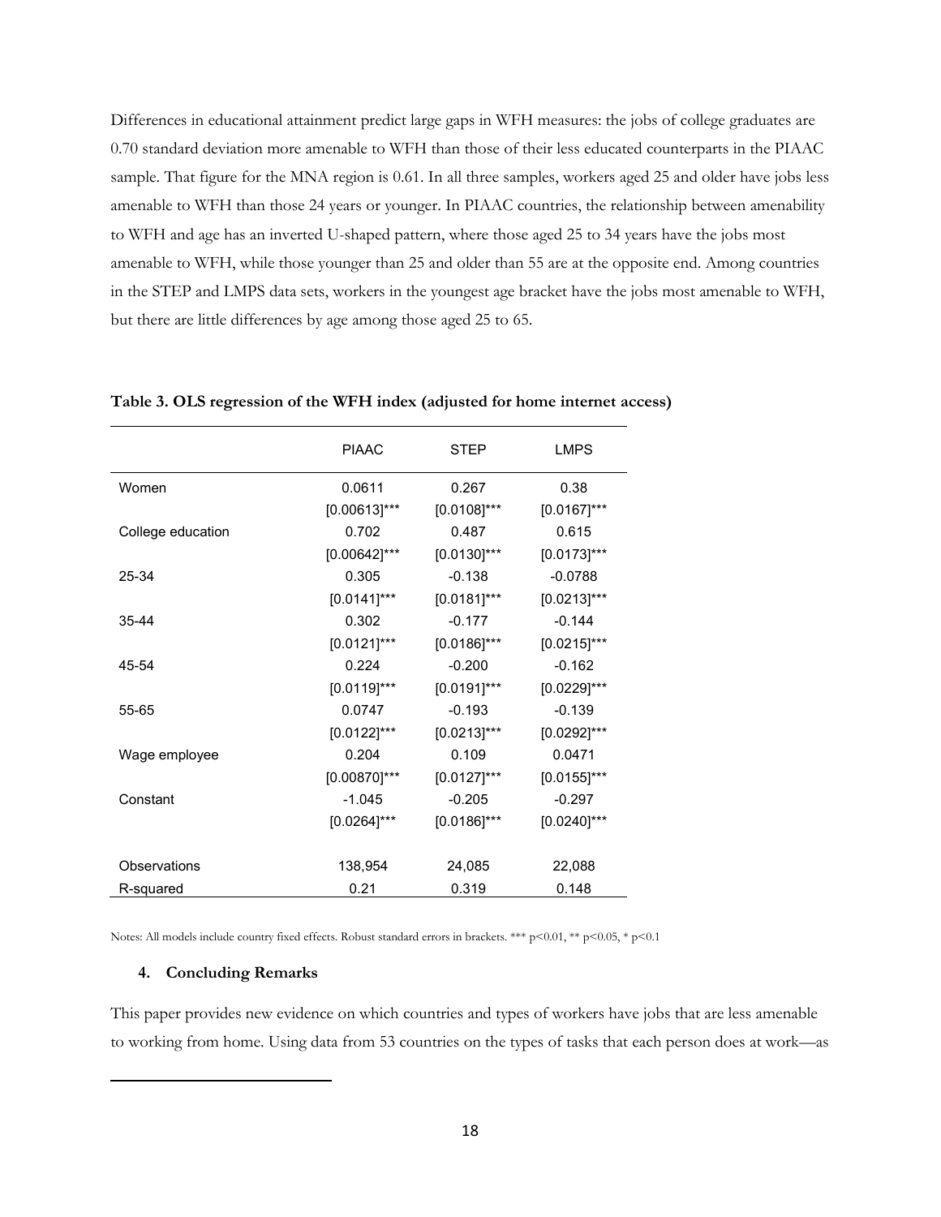Differences in educational attainment predict large gaps in WFH measures: the jobs of college graduates are 0.70 standard deviation more amenable to WFH than those of their less educated counterparts in the PIAAC sample. That figure for the MNA region is 0.61. In all three samples, workers aged 25 and older have jobs less amenable to WFH than those 24 years or younger. In PIAAC countries, the relationship between amenability to WFH and age has an inverted U-shaped pattern, where those aged 25 to 34 years have the jobs most amenable to WFH, while those younger than 25 and older than 55 are at the opposite end. Among countries in the STEP and LMPS data sets, workers in the youngest age bracket have the jobs most amenable to WFH, but there are little differences by age among those aged 25 to 65.

**Table 3. OLS regression of the WFH index (adjusted for home internet access)**

| | PIAAC | STEP | LMPS |
|---|---|---|---|
| Women | 0.0611 | 0.267 | 0.38 |
| | [0.00613]*** | [0.0108]*** | [0.0167]*** |
| College education | 0.702 | 0.487 | 0.615 |
| | [0.00642]*** | [0.0130]*** | [0.0173]*** |
| 25-34 | 0.305 | -0.138 | -0.0788 |
| | [0.0141]*** | [0.0181]*** | [0.0213]*** |
| 35-44 | 0.302 | -0.177 | -0.144 |
| | [0.0121]*** | [0.0186]*** | [0.0215]*** |
| 45-54 | 0.224 | -0.200 | -0.162 |
| | [0.0119]*** | [0.0191]*** | [0.0229]*** |
| 55-65 | 0.0747 | -0.193 | -0.139 |
| | [0.0122]*** | [0.0213]*** | [0.0292]*** |
| Wage employee | 0.204 | 0.109 | 0.0471 |
| | [0.00870]*** | [0.0127]*** | [0.0155]*** |
| Constant | -1.045 | -0.205 | -0.297 |
| | [0.0264]*** | [0.0186]*** | [0.0240]*** |
| Observations | 138,954 | 24,085 | 22,088 |
| R-squared | 0.21 | 0.319 | 0.148 |

Notes: All models include country fixed effects. Robust standard errors in brackets. *** p<0.01, ** p<0.05, * p<0.1

## 4. Concluding Remarks

This paper provides new evidence on which countries and types of workers have jobs that are less amenable to working from home. Using data from 53 countries on the types of tasks that each person does at work—as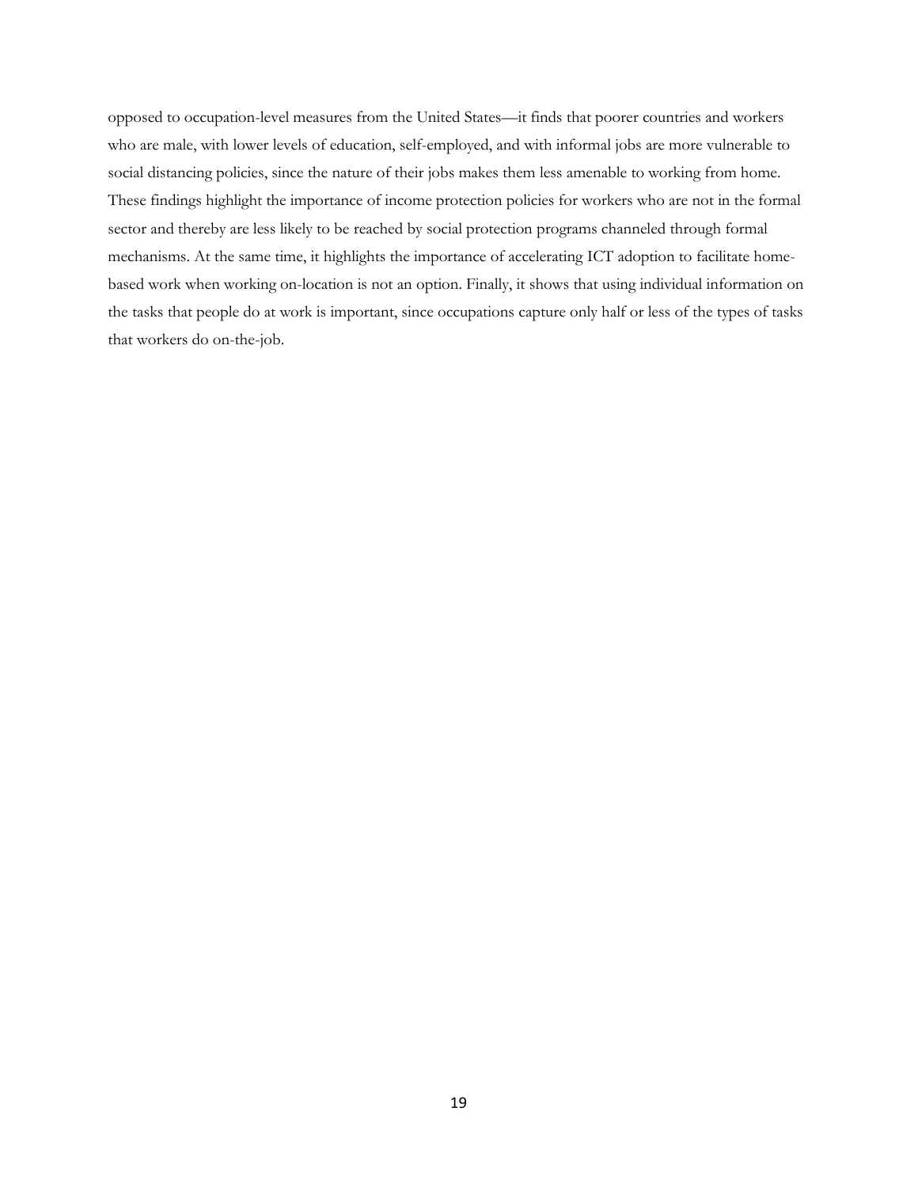opposed to occupation-level measures from the United States—it finds that poorer countries and workers who are male, with lower levels of education, self-employed, and with informal jobs are more vulnerable to social distancing policies, since the nature of their jobs makes them less amenable to working from home. These findings highlight the importance of income protection policies for workers who are not in the formal sector and thereby are less likely to be reached by social protection programs channeled through formal mechanisms. At the same time, it highlights the importance of accelerating ICT adoption to facilitate home-based work when working on-location is not an option. Finally, it shows that using individual information on the tasks that people do at work is important, since occupations capture only half or less of the types of tasks that workers do on-the-job.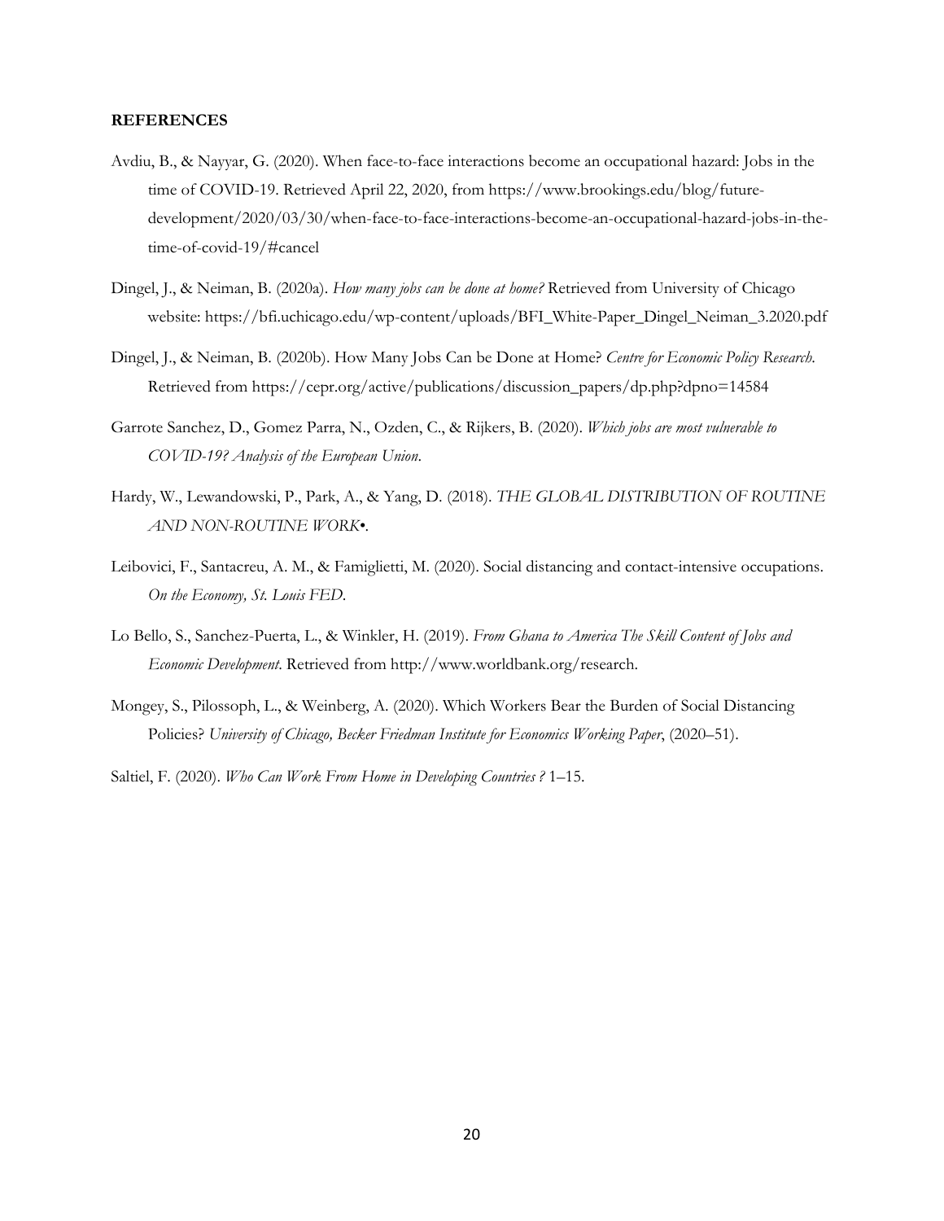**REFERENCES**

Avdiu, B., & Nayyar, G. (2020). When face-to-face interactions become an occupational hazard: Jobs in the time of COVID-19. Retrieved April 22, 2020, from https://www.brookings.edu/blog/future-development/2020/03/30/when-face-to-face-interactions-become-an-occupational-hazard-jobs-in-the-time-of-covid-19/#cancel

Dingel, J., & Neiman, B. (2020a). *How many jobs can be done at home?* Retrieved from University of Chicago website: https://bfi.uchicago.edu/wp-content/uploads/BFI_White-Paper_Dingel_Neiman_3.2020.pdf

Dingel, J., & Neiman, B. (2020b). How Many Jobs Can be Done at Home? *Centre for Economic Policy Research*. Retrieved from https://cepr.org/active/publications/discussion_papers/dp.php?dpno=14584

Garrote Sanchez, D., Gomez Parra, N., Ozden, C., & Rijkers, B. (2020). *Which jobs are most vulnerable to COVID-19? Analysis of the European Union*.

Hardy, W., Lewandowski, P., Park, A., & Yang, D. (2018). *THE GLOBAL DISTRIBUTION OF ROUTINE AND NON-ROUTINE WORK•*.

Leibovici, F., Santacreu, A. M., & Famiglietti, M. (2020). Social distancing and contact-intensive occupations. *On the Economy, St. Louis FED*.

Lo Bello, S., Sanchez-Puerta, L., & Winkler, H. (2019). *From Ghana to America The Skill Content of Jobs and Economic Development*. Retrieved from http://www.worldbank.org/research.

Mongey, S., Pilossoph, L., & Weinberg, A. (2020). Which Workers Bear the Burden of Social Distancing Policies? *University of Chicago, Becker Friedman Institute for Economics Working Paper*, (2020–51).

Saltiel, F. (2020). *Who Can Work From Home in Developing Countries ?* 1–15.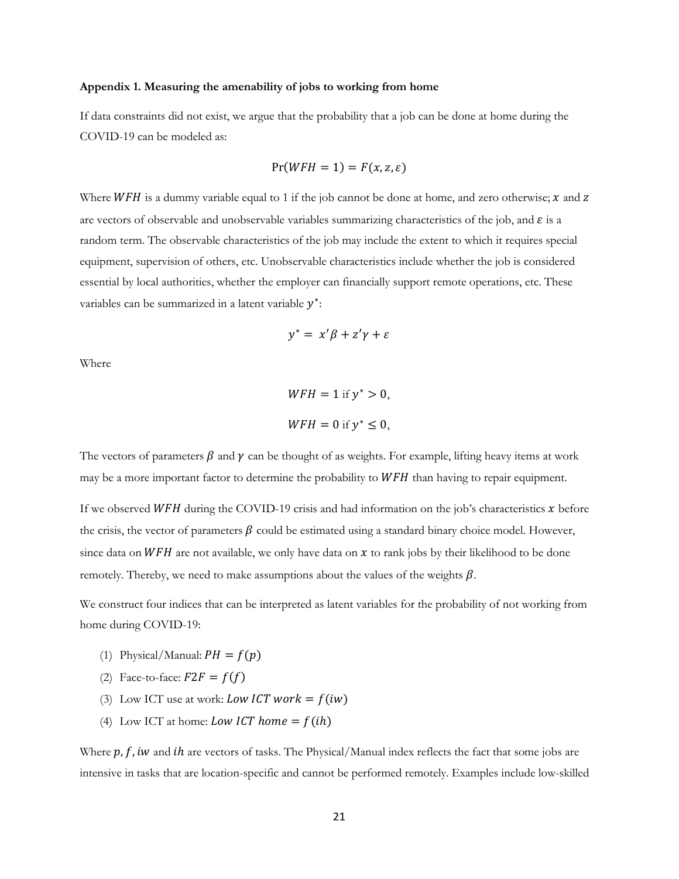**Appendix 1. Measuring the amenability of jobs to working from home**

If data constraints did not exist, we argue that the probability that a job can be done at home during the COVID-19 can be modeled as:

$$\Pr(WFH = 1) = F(x, z, \varepsilon)$$

Where $WFH$ is a dummy variable equal to 1 if the job cannot be done at home, and zero otherwise; $x$ and $z$ are vectors of observable and unobservable variables summarizing characteristics of the job, and $\varepsilon$ is a random term. The observable characteristics of the job may include the extent to which it requires special equipment, supervision of others, etc. Unobservable characteristics include whether the job is considered essential by local authorities, whether the employer can financially support remote operations, etc. These variables can be summarized in a latent variable $y^*$:

$$y^* = x'\beta + z'\gamma + \varepsilon$$

Where

$$WFH = 1 \text{ if } y^* > 0,$$

$$WFH = 0 \text{ if } y^* \leq 0,$$

The vectors of parameters $\beta$ and $\gamma$ can be thought of as weights. For example, lifting heavy items at work may be a more important factor to determine the probability to $WFH$ than having to repair equipment.

If we observed $WFH$ during the COVID-19 crisis and had information on the job's characteristics $x$ before the crisis, the vector of parameters $\beta$ could be estimated using a standard binary choice model. However, since data on $WFH$ are not available, we only have data on $x$ to rank jobs by their likelihood to be done remotely. Thereby, we need to make assumptions about the values of the weights $\beta$.

We construct four indices that can be interpreted as latent variables for the probability of not working from home during COVID-19:

1. Physical/Manual: $PH = f(p)$
2. Face-to-face: $F2F = f(f)$
3. Low ICT use at work: $Low\ ICT\ work = f(iw)$
4. Low ICT at home: $Low\ ICT\ home = f(ih)$

Where $p, f, iw$ and $ih$ are vectors of tasks. The Physical/Manual index reflects the fact that some jobs are intensive in tasks that are location-specific and cannot be performed remotely. Examples include low-skilled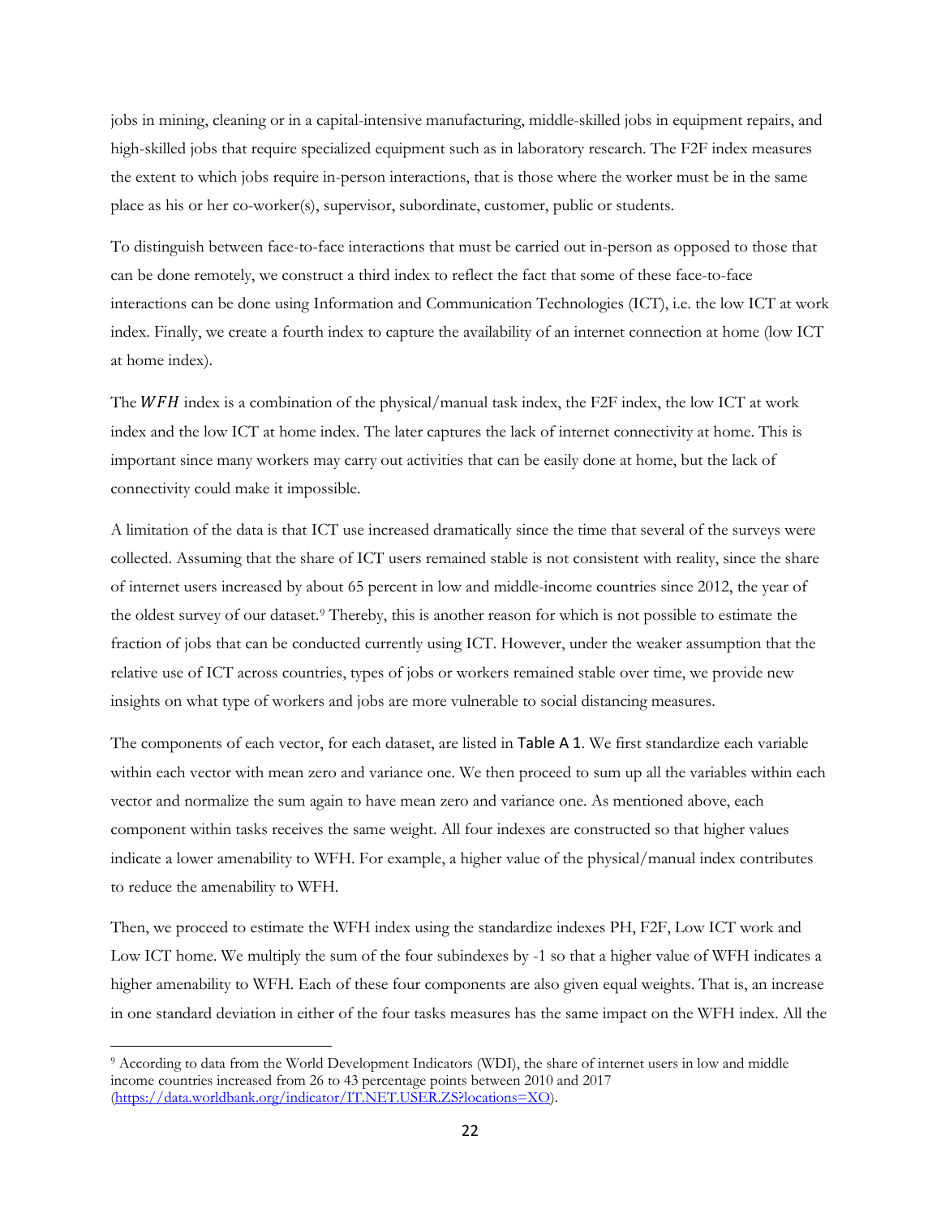jobs in mining, cleaning or in a capital-intensive manufacturing, middle-skilled jobs in equipment repairs, and high-skilled jobs that require specialized equipment such as in laboratory research. The F2F index measures the extent to which jobs require in-person interactions, that is those where the worker must be in the same place as his or her co-worker(s), supervisor, subordinate, customer, public or students.

To distinguish between face-to-face interactions that must be carried out in-person as opposed to those that can be done remotely, we construct a third index to reflect the fact that some of these face-to-face interactions can be done using Information and Communication Technologies (ICT), i.e. the low ICT at work index. Finally, we create a fourth index to capture the availability of an internet connection at home (low ICT at home index).

The $WFH$ index is a combination of the physical/manual task index, the F2F index, the low ICT at work index and the low ICT at home index. The later captures the lack of internet connectivity at home. This is important since many workers may carry out activities that can be easily done at home, but the lack of connectivity could make it impossible.

A limitation of the data is that ICT use increased dramatically since the time that several of the surveys were collected. Assuming that the share of ICT users remained stable is not consistent with reality, since the share of internet users increased by about 65 percent in low and middle-income countries since 2012, the year of the oldest survey of our dataset.[9] Thereby, this is another reason for which is not possible to estimate the fraction of jobs that can be conducted currently using ICT. However, under the weaker assumption that the relative use of ICT across countries, types of jobs or workers remained stable over time, we provide new insights on what type of workers and jobs are more vulnerable to social distancing measures.

The components of each vector, for each dataset, are listed in Table A 1. We first standardize each variable within each vector with mean zero and variance one. We then proceed to sum up all the variables within each vector and normalize the sum again to have mean zero and variance one. As mentioned above, each component within tasks receives the same weight. All four indexes are constructed so that higher values indicate a lower amenability to WFH. For example, a higher value of the physical/manual index contributes to reduce the amenability to WFH.

Then, we proceed to estimate the WFH index using the standardize indexes PH, F2F, Low ICT work and Low ICT home. We multiply the sum of the four subindexes by -1 so that a higher value of WFH indicates a higher amenability to WFH. Each of these four components are also given equal weights. That is, an increase in one standard deviation in either of the four tasks measures has the same impact on the WFH index. All the

[9] According to data from the World Development Indicators (WDI), the share of internet users in low and middle income countries increased from 26 to 43 percentage points between 2010 and 2017 (https://data.worldbank.org/indicator/IT.NET.USER.ZS?locations=XO).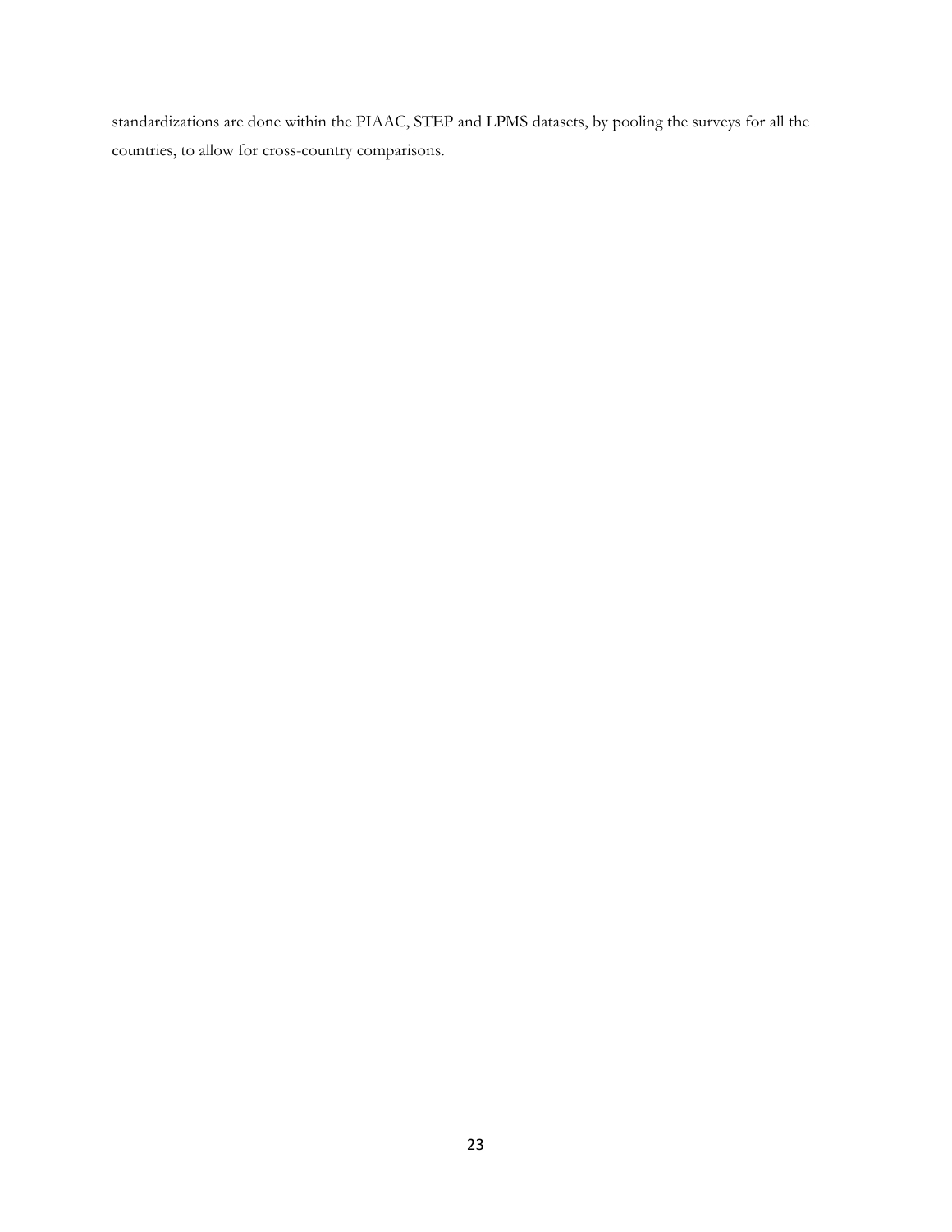standardizations are done within the PIAAC, STEP and LPMS datasets, by pooling the surveys for all the countries, to allow for cross-country comparisons.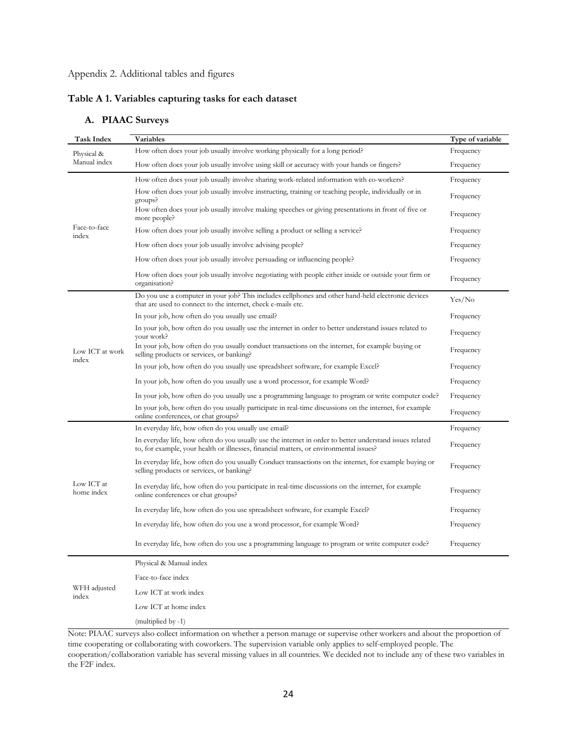Appendix 2. Additional tables and figures

### Table A 1. Variables capturing tasks for each dataset

#### A. PIAAC Surveys

| Task Index | Variables | Type of variable |
|---|---|---|
| Physical & Manual index | How often does your job usually involve working physically for a long period? | Frequency |
| | How often does your job usually involve using skill or accuracy with your hands or fingers? | Frequency |
| Face-to-face index | How often does your job usually involve sharing work-related information with co-workers? | Frequency |
| | How often does your job usually involve instructing, training or teaching people, individually or in groups? | Frequency |
| | How often does your job usually involve making speeches or giving presentations in front of five or more people? | Frequency |
| | How often does your job usually involve selling a product or selling a service? | Frequency |
| | How often does your job usually involve advising people? | Frequency |
| | How often does your job usually involve persuading or influencing people? | Frequency |
| | How often does your job usually involve negotiating with people either inside or outside your firm or organisation? | Frequency |
| Low ICT at work index | Do you use a computer in your job? This includes cellphones and other hand-held electronic devices that are used to connect to the internet, check e-mails etc. | Yes/No |
| | In your job, how often do you usually use email? | Frequency |
| | In your job, how often do you usually use the internet in order to better understand issues related to your work? | Frequency |
| | In your job, how often do you usually conduct transactions on the internet, for example buying or selling products or services, or banking? | Frequency |
| | In your job, how often do you usually use spreadsheet software, for example Excel? | Frequency |
| | In your job, how often do you usually use a word processor, for example Word? | Frequency |
| | In your job, how often do you usually use a programming language to program or write computer code? | Frequency |
| | In your job, how often do you usually participate in real-time discussions on the internet, for example online conferences, or chat groups? | Frequency |
| Low ICT at home index | In everyday life, how often do you usually use email? | Frequency |
| | In everyday life, how often do you usually use the internet in order to better understand issues related to, for example, your health or illnesses, financial matters, or environmental issues? | Frequency |
| | In everyday life, how often do you usually Conduct transactions on the internet, for example buying or selling products or services, or banking? | Frequency |
| | In everyday life, how often do you participate in real-time discussions on the internet, for example online conferences or chat groups? | Frequency |
| | In everyday life, how often do you use spreadsheet software, for example Excel? | Frequency |
| | In everyday life, how often do you use a word processor, for example Word? | Frequency |
| | In everyday life, how often do you use a programming language to program or write computer code? | Frequency |
| WFH adjusted index | Physical & Manual index | |
| | Face-to-face index | |
| | Low ICT at work index | |
| | Low ICT at home index | |
| | (multiplied by -1) | |

Note: PIAAC surveys also collect information on whether a person manage or supervise other workers and about the proportion of time cooperating or collaborating with coworkers. The supervision variable only applies to self-employed people. The cooperation/collaboration variable has several missing values in all countries. We decided not to include any of these two variables in the F2F index.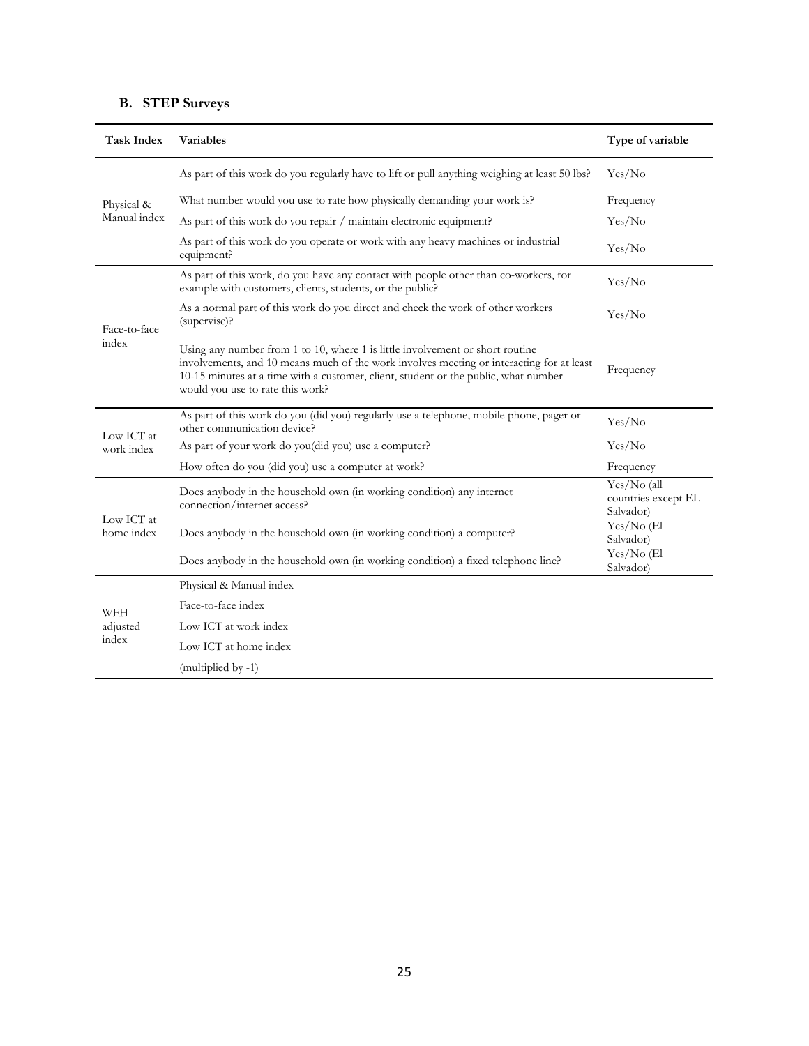## B. STEP Surveys

| Task Index | Variables | Type of variable |
|---|---|---|
| Physical & Manual index | As part of this work do you regularly have to lift or pull anything weighing at least 50 lbs? | Yes/No |
| | What number would you use to rate how physically demanding your work is? | Frequency |
| | As part of this work do you repair / maintain electronic equipment? | Yes/No |
| | As part of this work do you operate or work with any heavy machines or industrial equipment? | Yes/No |
| Face-to-face index | As part of this work, do you have any contact with people other than co-workers, for example with customers, clients, students, or the public? | Yes/No |
| | As a normal part of this work do you direct and check the work of other workers (supervise)? | Yes/No |
| | Using any number from 1 to 10, where 1 is little involvement or short routine involvements, and 10 means much of the work involves meeting or interacting for at least 10-15 minutes at a time with a customer, client, student or the public, what number would you use to rate this work? | Frequency |
| Low ICT at work index | As part of this work do you (did you) regularly use a telephone, mobile phone, pager or other communication device? | Yes/No |
| | As part of your work do you(did you) use a computer? | Yes/No |
| | How often do you (did you) use a computer at work? | Frequency |
| Low ICT at home index | Does anybody in the household own (in working condition) any internet connection/internet access? | Yes/No (all countries except EL Salvador) |
| | Does anybody in the household own (in working condition) a computer? | Yes/No (El Salvador) |
| | Does anybody in the household own (in working condition) a fixed telephone line? | Yes/No (El Salvador) |
| WFH adjusted index | Physical & Manual index | |
| | Face-to-face index | |
| | Low ICT at work index | |
| | Low ICT at home index | |
| | (multiplied by -1) | |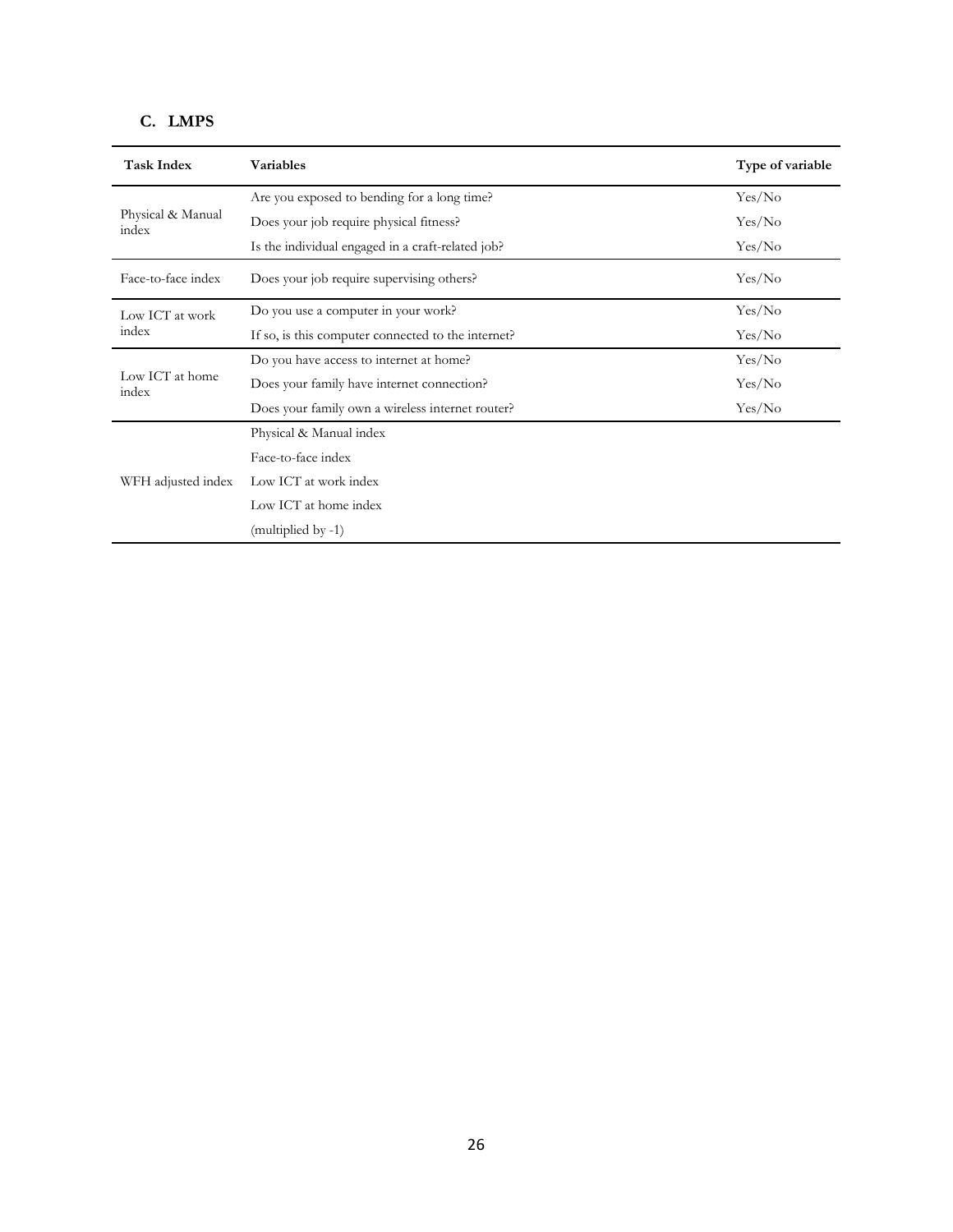### C. LMPS

| Task Index | Variables | Type of variable |
|---|---|---|
| Physical & Manual index | Are you exposed to bending for a long time? | Yes/No |
| | Does your job require physical fitness? | Yes/No |
| | Is the individual engaged in a craft-related job? | Yes/No |
| Face-to-face index | Does your job require supervising others? | Yes/No |
| Low ICT at work index | Do you use a computer in your work? | Yes/No |
| | If so, is this computer connected to the internet? | Yes/No |
| Low ICT at home index | Do you have access to internet at home? | Yes/No |
| | Does your family have internet connection? | Yes/No |
| | Does your family own a wireless internet router? | Yes/No |
| WFH adjusted index | Physical & Manual index | |
| | Face-to-face index | |
| | Low ICT at work index | |
| | Low ICT at home index | |
| | (multiplied by -1) | |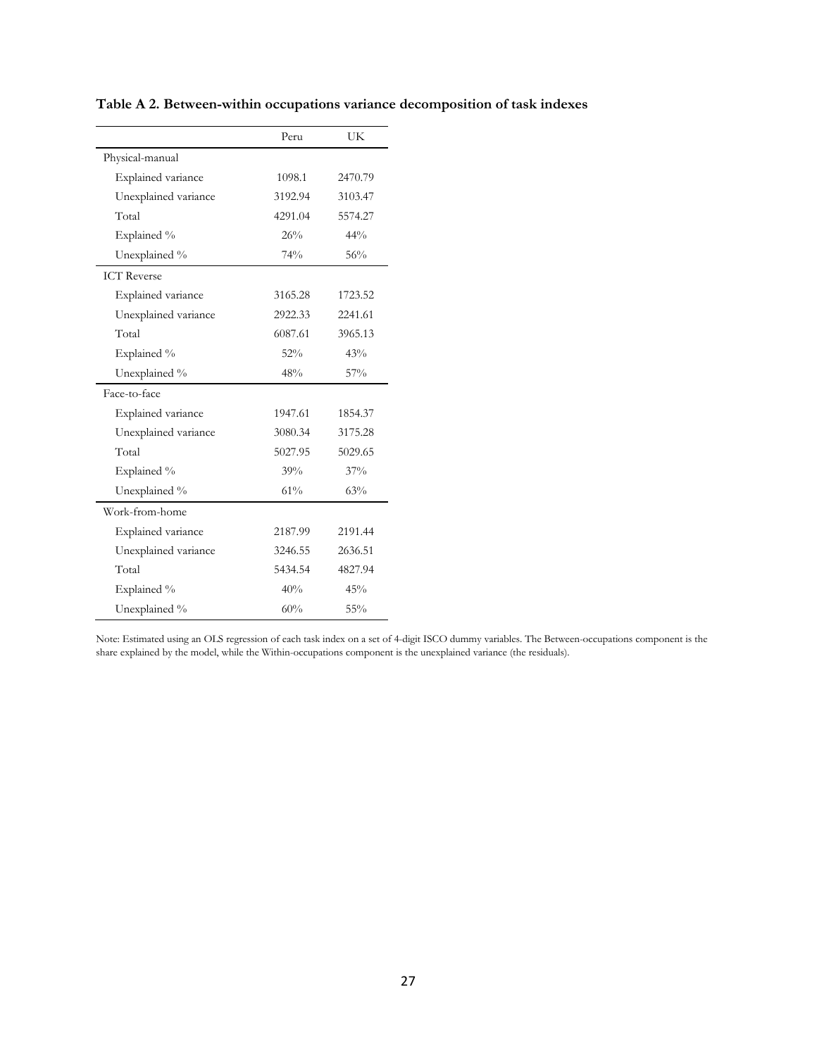**Table A 2. Between-within occupations variance decomposition of task indexes**

| | Peru | UK |
|---|---|---|
| Physical-manual | | |
| Explained variance | 1098.1 | 2470.79 |
| Unexplained variance | 3192.94 | 3103.47 |
| Total | 4291.04 | 5574.27 |
| Explained % | 26% | 44% |
| Unexplained % | 74% | 56% |
| ICT Reverse | | |
| Explained variance | 3165.28 | 1723.52 |
| Unexplained variance | 2922.33 | 2241.61 |
| Total | 6087.61 | 3965.13 |
| Explained % | 52% | 43% |
| Unexplained % | 48% | 57% |
| Face-to-face | | |
| Explained variance | 1947.61 | 1854.37 |
| Unexplained variance | 3080.34 | 3175.28 |
| Total | 5027.95 | 5029.65 |
| Explained % | 39% | 37% |
| Unexplained % | 61% | 63% |
| Work-from-home | | |
| Explained variance | 2187.99 | 2191.44 |
| Unexplained variance | 3246.55 | 2636.51 |
| Total | 5434.54 | 4827.94 |
| Explained % | 40% | 45% |
| Unexplained % | 60% | 55% |

Note: Estimated using an OLS regression of each task index on a set of 4-digit ISCO dummy variables. The Between-occupations component is the share explained by the model, while the Within-occupations component is the unexplained variance (the residuals).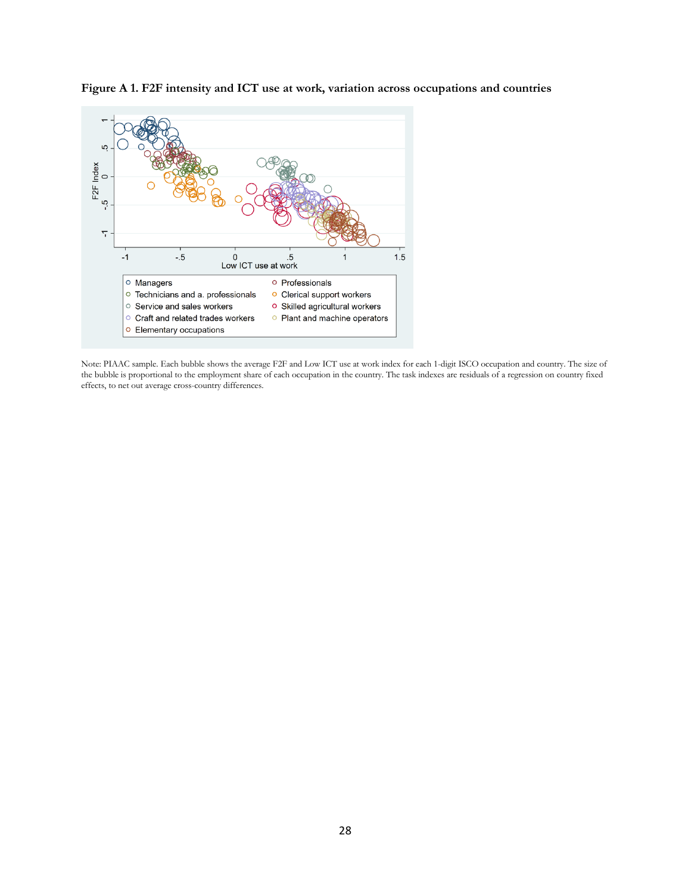**Figure A 1. F2F intensity and ICT use at work, variation across occupations and countries**

F2F Index

1

.5

0

-.5

-1

-1

-.5

0

.5

1

1.5

Low ICT use at work

Managers

Professionals

Technicians and a. professionals

Clerical support workers

Service and sales workers

Skilled agricultural workers

Craft and related trades workers

Plant and machine operators

Elementary occupations

Note: PIAAC sample. Each bubble shows the average F2F and Low ICT use at work index for each 1-digit ISCO occupation and country. The size of the bubble is proportional to the employment share of each occupation in the country. The task indexes are residuals of a regression on country fixed effects, to net out average cross-country differences.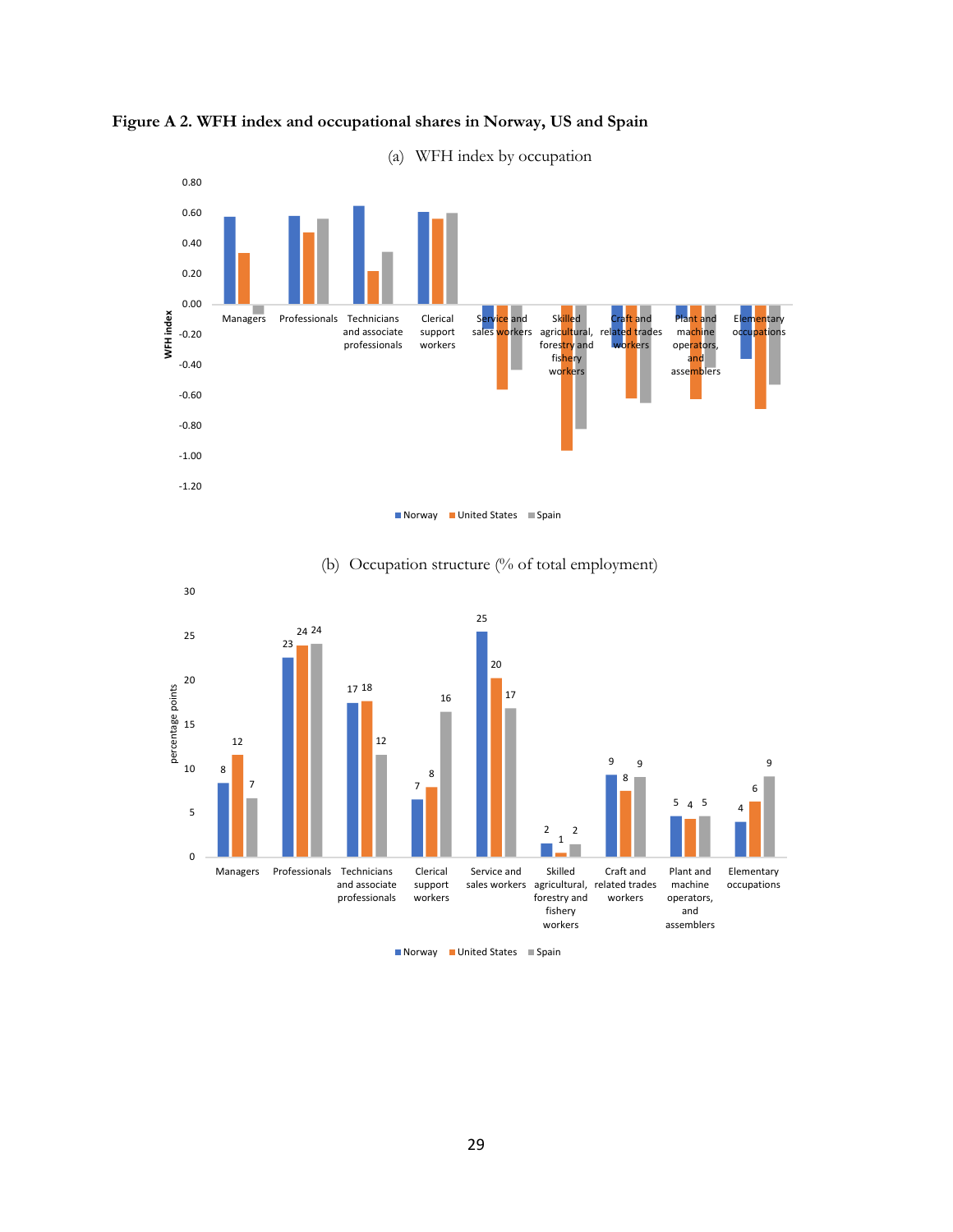**Figure A 2. WFH index and occupational shares in Norway, US and Spain**

(a) WFH index by occupation

(b) Occupation structure (% of total employment)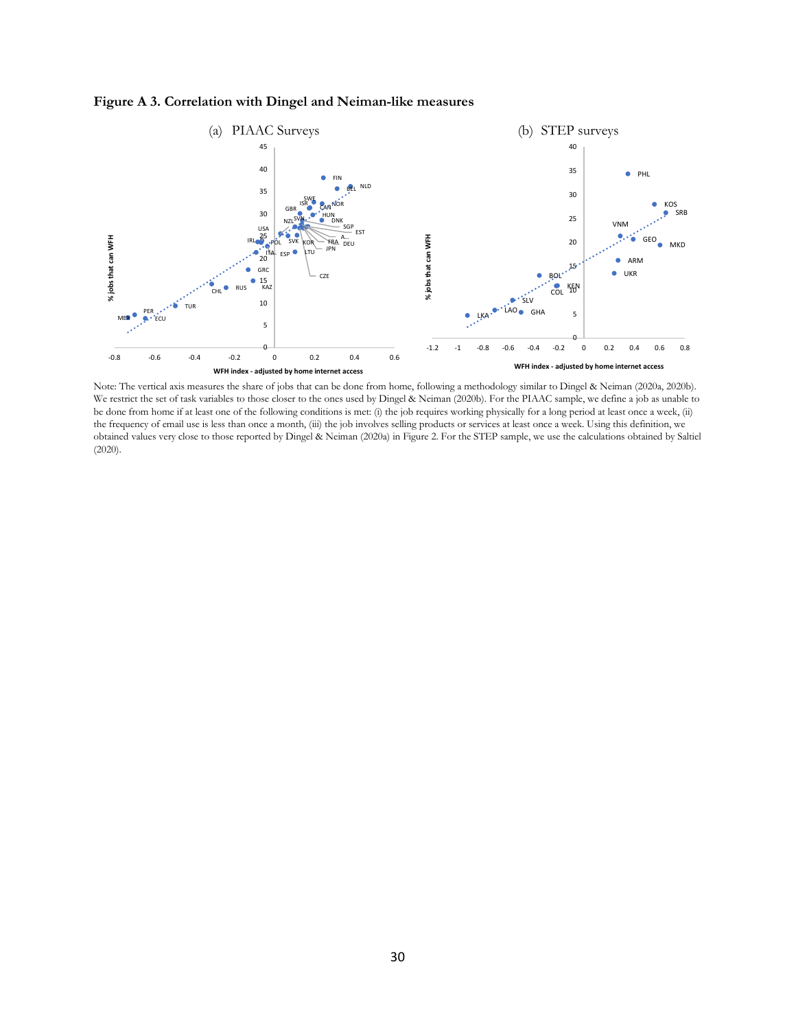**Figure A 3. Correlation with Dingel and Neiman-like measures**

(a) PIAAC Surveys

% jobs that can WFH

WFH index - adjusted by home internet access

FIN, NLD, BEL, SWE, ISR, CAN, NOR, GBR, HUN, SVN, DNK, NZL, SGP, EST, USA, A..., IRL, POL, SVK, KOR, FRA, DEU, JPN, ITA, ESP, LTU, GRC, CZE, KAZ, CHL, RUS, TUR, PER, MEX, ECU

0, 5, 10, 15, 20, 25, 30, 35, 40, 45

-0.8, -0.6, -0.4, -0.2, 0, 0.2, 0.4, 0.6

(b) STEP surveys

% jobs that can WFH

WFH index - adjusted by home internet access

PHL, KOS, SRB, VNM, GEO, MKD, ARM, UKR, BOL, KEN, COL, SLV, LAO, GHA, LKA

0, 5, 10, 15, 20, 25, 30, 35, 40

-1.2, -1, -0.8, -0.6, -0.4, -0.2, 0, 0.2, 0.4, 0.6, 0.8

Note: The vertical axis measures the share of jobs that can be done from home, following a methodology similar to Dingel & Neiman (2020a, 2020b). We restrict the set of task variables to those closer to the ones used by Dingel & Neiman (2020b). For the PIAAC sample, we define a job as unable to be done from home if at least one of the following conditions is met: (i) the job requires working physically for a long period at least once a week, (ii) the frequency of email use is less than once a month, (iii) the job involves selling products or services at least once a week. Using this definition, we obtained values very close to those reported by Dingel & Neiman (2020a) in Figure 2. For the STEP sample, we use the calculations obtained by Saltiel (2020).